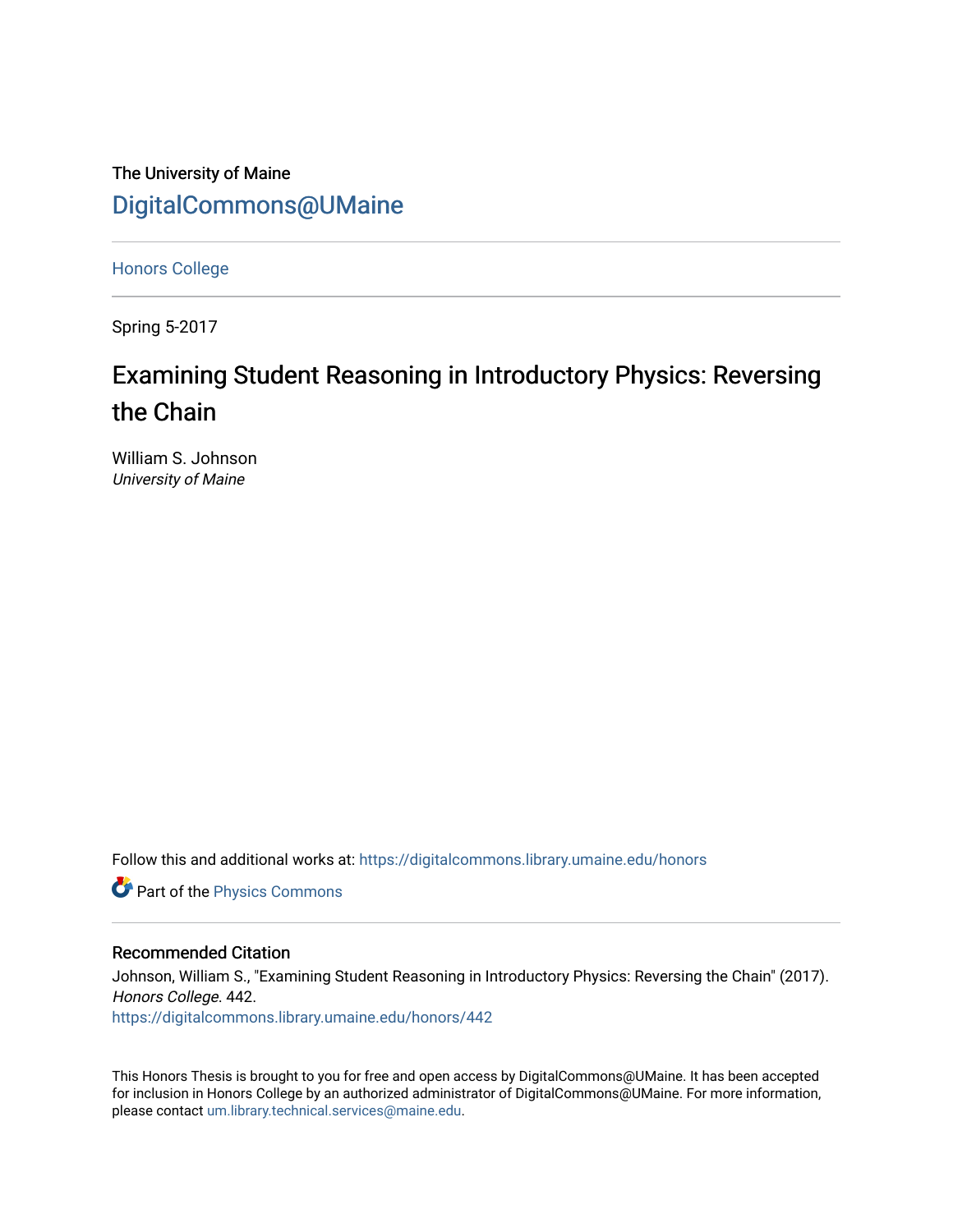The University of Maine

DigitalCommons@UMaine

Honors College

Spring 5-2017

# Examining Student Reasoning in Introductory Physics: Reversing the Chain

William S. Johnson
*University of Maine*

Follow this and additional works at: https://digitalcommons.library.umaine.edu/honors

Part of the Physics Commons

## Recommended Citation

Johnson, William S., "Examining Student Reasoning in Introductory Physics: Reversing the Chain" (2017). *Honors College*. 442.
https://digitalcommons.library.umaine.edu/honors/442

This Honors Thesis is brought to you for free and open access by DigitalCommons@UMaine. It has been accepted for inclusion in Honors College by an authorized administrator of DigitalCommons@UMaine. For more information, please contact um.library.technical.services@maine.edu.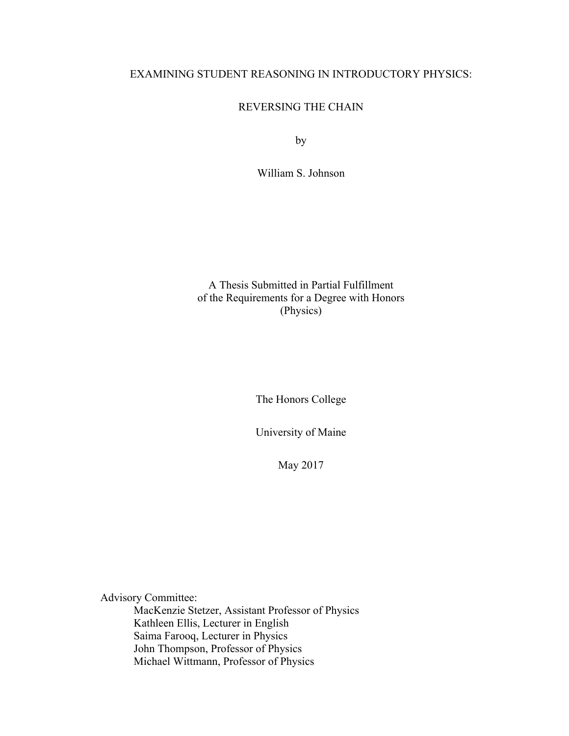# EXAMINING STUDENT REASONING IN INTRODUCTORY PHYSICS:

# REVERSING THE CHAIN

by

William S. Johnson

A Thesis Submitted in Partial Fulfillment
of the Requirements for a Degree with Honors
(Physics)

The Honors College

University of Maine

May 2017

Advisory Committee:

MacKenzie Stetzer, Assistant Professor of Physics
Kathleen Ellis, Lecturer in English
Saima Farooq, Lecturer in Physics
John Thompson, Professor of Physics
Michael Wittmann, Professor of Physics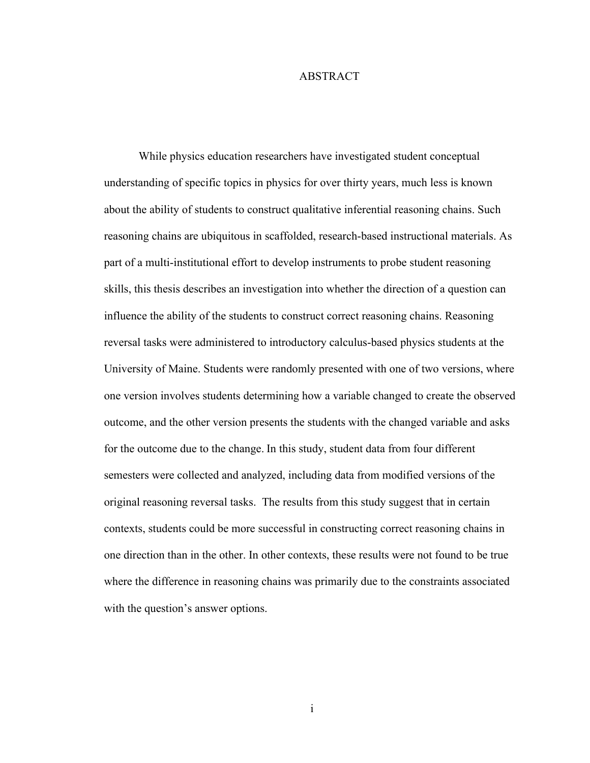# ABSTRACT

While physics education researchers have investigated student conceptual understanding of specific topics in physics for over thirty years, much less is known about the ability of students to construct qualitative inferential reasoning chains. Such reasoning chains are ubiquitous in scaffolded, research-based instructional materials. As part of a multi-institutional effort to develop instruments to probe student reasoning skills, this thesis describes an investigation into whether the direction of a question can influence the ability of the students to construct correct reasoning chains. Reasoning reversal tasks were administered to introductory calculus-based physics students at the University of Maine. Students were randomly presented with one of two versions, where one version involves students determining how a variable changed to create the observed outcome, and the other version presents the students with the changed variable and asks for the outcome due to the change. In this study, student data from four different semesters were collected and analyzed, including data from modified versions of the original reasoning reversal tasks. The results from this study suggest that in certain contexts, students could be more successful in constructing correct reasoning chains in one direction than in the other. In other contexts, these results were not found to be true where the difference in reasoning chains was primarily due to the constraints associated with the question's answer options.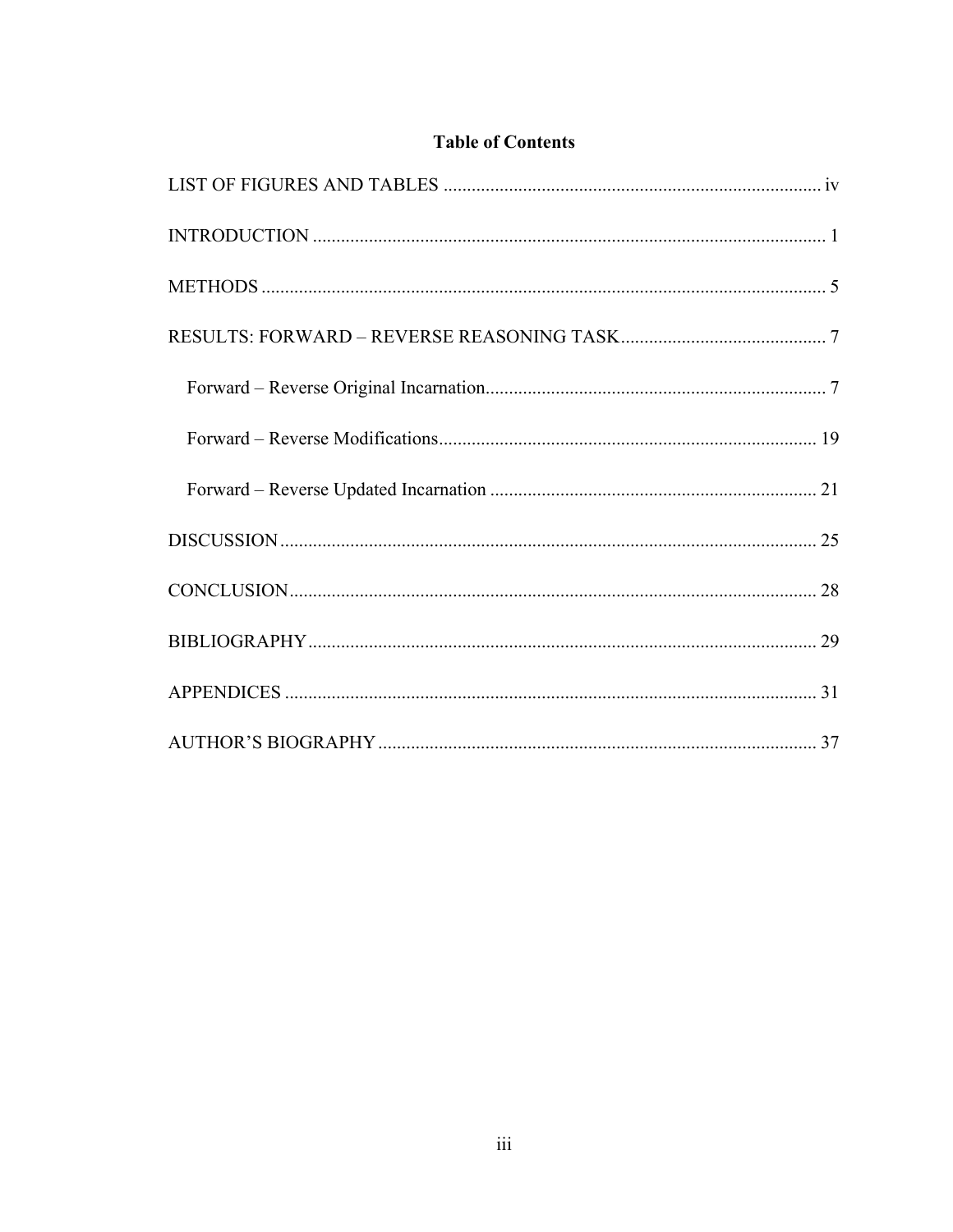**Table of Contents**

LIST OF FIGURES AND TABLES ..... iv

INTRODUCTION ..... 1

METHODS ..... 5

RESULTS: FORWARD – REVERSE REASONING TASK ..... 7

- Forward – Reverse Original Incarnation ..... 7
- Forward – Reverse Modifications ..... 19
- Forward – Reverse Updated Incarnation ..... 21

DISCUSSION ..... 25

CONCLUSION ..... 28

BIBLIOGRAPHY ..... 29

APPENDICES ..... 31

AUTHOR'S BIOGRAPHY ..... 37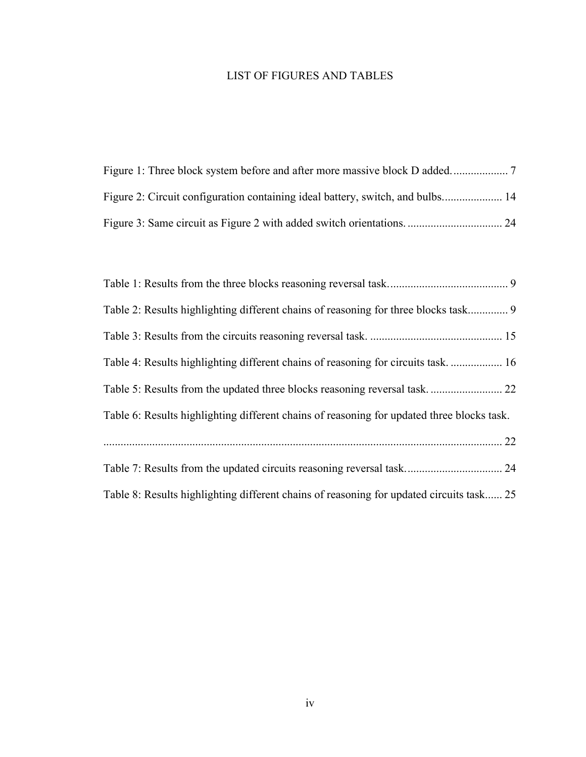# LIST OF FIGURES AND TABLES

Figure 1: Three block system before and after more massive block D added. .................. 7

Figure 2: Circuit configuration containing ideal battery, switch, and bulbs..................... 14

Figure 3: Same circuit as Figure 2 with added switch orientations. ................................ 24

Table 1: Results from the three blocks reasoning reversal task. ........................................ 9

Table 2: Results highlighting different chains of reasoning for three blocks task............. 9

Table 3: Results from the circuits reasoning reversal task. ............................................. 15

Table 4: Results highlighting different chains of reasoning for circuits task. .................. 16

Table 5: Results from the updated three blocks reasoning reversal task. ......................... 22

Table 6: Results highlighting different chains of reasoning for updated three blocks task. ......................................................................................................................... 22

Table 7: Results from the updated circuits reasoning reversal task. ................................ 24

Table 8: Results highlighting different chains of reasoning for updated circuits task...... 25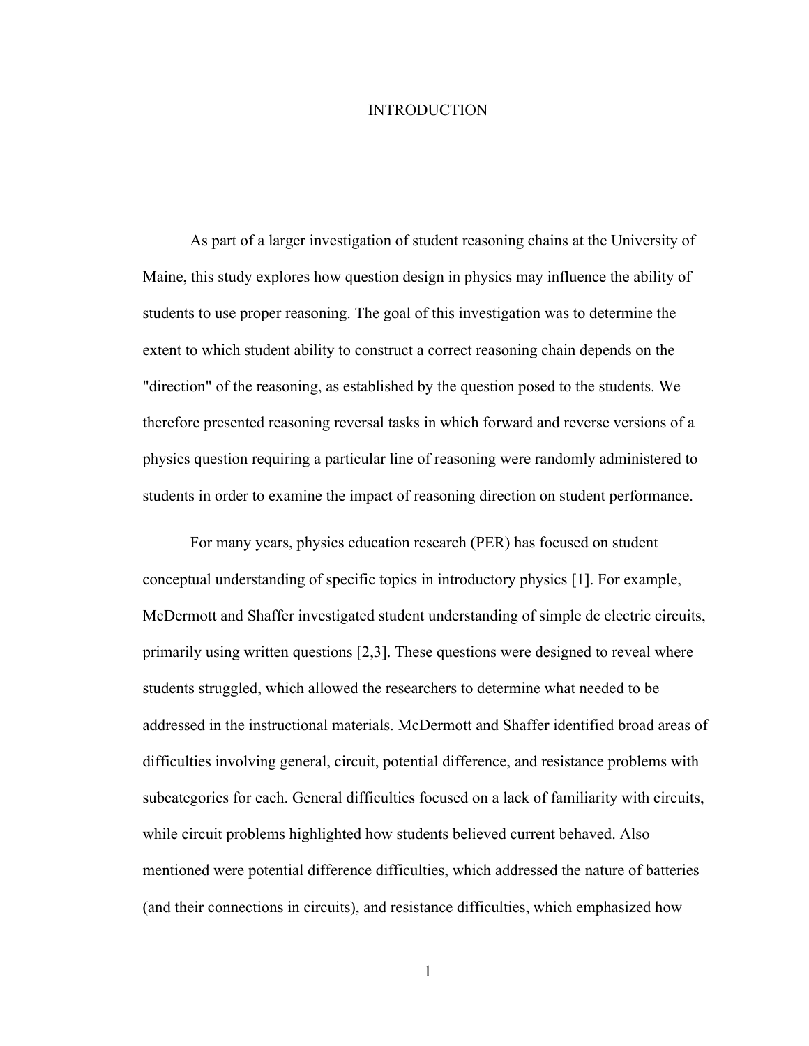# INTRODUCTION

As part of a larger investigation of student reasoning chains at the University of Maine, this study explores how question design in physics may influence the ability of students to use proper reasoning. The goal of this investigation was to determine the extent to which student ability to construct a correct reasoning chain depends on the "direction" of the reasoning, as established by the question posed to the students. We therefore presented reasoning reversal tasks in which forward and reverse versions of a physics question requiring a particular line of reasoning were randomly administered to students in order to examine the impact of reasoning direction on student performance.

For many years, physics education research (PER) has focused on student conceptual understanding of specific topics in introductory physics [1]. For example, McDermott and Shaffer investigated student understanding of simple dc electric circuits, primarily using written questions [2,3]. These questions were designed to reveal where students struggled, which allowed the researchers to determine what needed to be addressed in the instructional materials. McDermott and Shaffer identified broad areas of difficulties involving general, circuit, potential difference, and resistance problems with subcategories for each. General difficulties focused on a lack of familiarity with circuits, while circuit problems highlighted how students believed current behaved. Also mentioned were potential difference difficulties, which addressed the nature of batteries (and their connections in circuits), and resistance difficulties, which emphasized how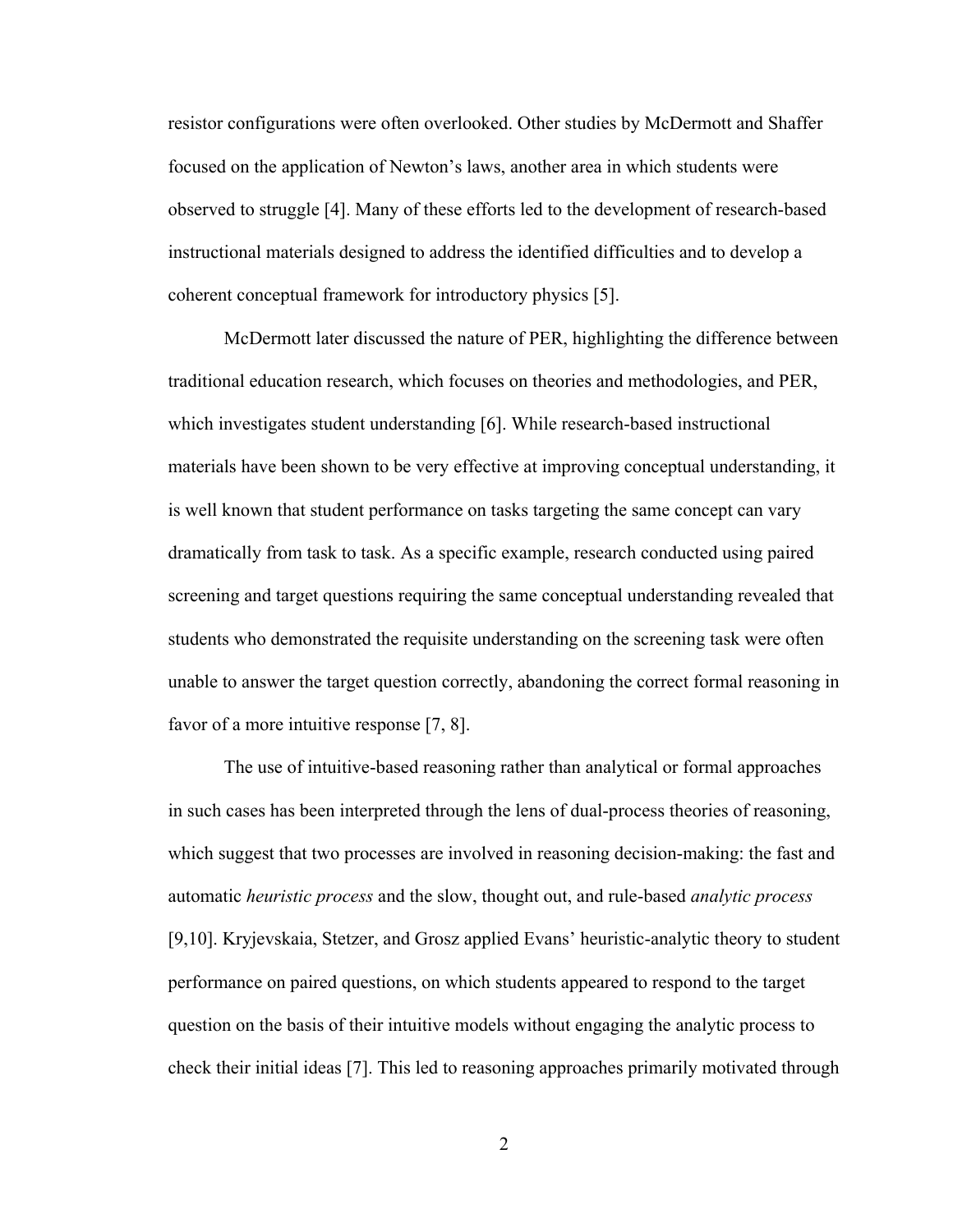resistor configurations were often overlooked. Other studies by McDermott and Shaffer focused on the application of Newton's laws, another area in which students were observed to struggle [4]. Many of these efforts led to the development of research-based instructional materials designed to address the identified difficulties and to develop a coherent conceptual framework for introductory physics [5].

McDermott later discussed the nature of PER, highlighting the difference between traditional education research, which focuses on theories and methodologies, and PER, which investigates student understanding [6]. While research-based instructional materials have been shown to be very effective at improving conceptual understanding, it is well known that student performance on tasks targeting the same concept can vary dramatically from task to task. As a specific example, research conducted using paired screening and target questions requiring the same conceptual understanding revealed that students who demonstrated the requisite understanding on the screening task were often unable to answer the target question correctly, abandoning the correct formal reasoning in favor of a more intuitive response [7, 8].

The use of intuitive-based reasoning rather than analytical or formal approaches in such cases has been interpreted through the lens of dual-process theories of reasoning, which suggest that two processes are involved in reasoning decision-making: the fast and automatic *heuristic process* and the slow, thought out, and rule-based *analytic process* [9,10]. Kryjevskaia, Stetzer, and Grosz applied Evans' heuristic-analytic theory to student performance on paired questions, on which students appeared to respond to the target question on the basis of their intuitive models without engaging the analytic process to check their initial ideas [7]. This led to reasoning approaches primarily motivated through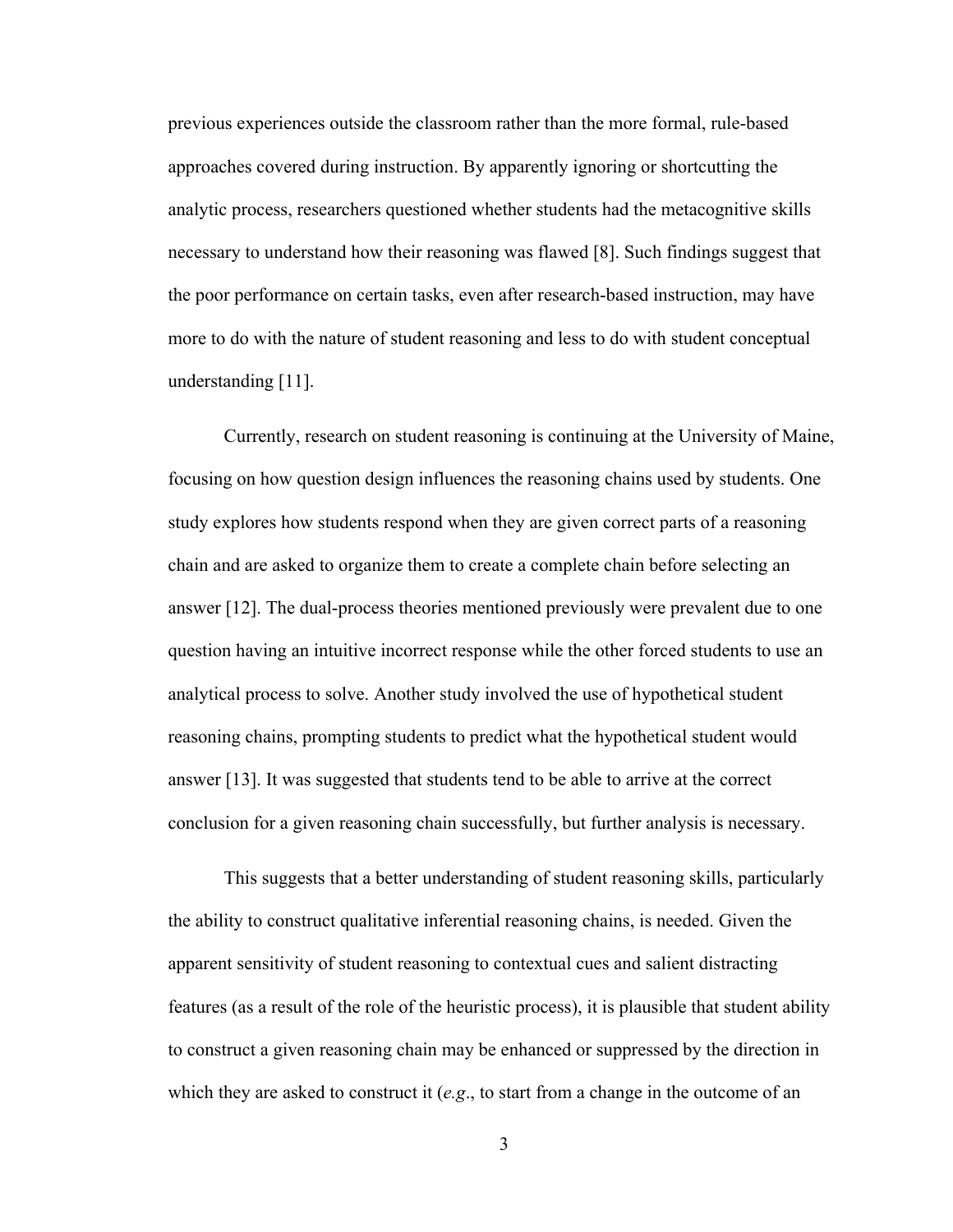previous experiences outside the classroom rather than the more formal, rule-based approaches covered during instruction. By apparently ignoring or shortcutting the analytic process, researchers questioned whether students had the metacognitive skills necessary to understand how their reasoning was flawed [8]. Such findings suggest that the poor performance on certain tasks, even after research-based instruction, may have more to do with the nature of student reasoning and less to do with student conceptual understanding [11].

Currently, research on student reasoning is continuing at the University of Maine, focusing on how question design influences the reasoning chains used by students. One study explores how students respond when they are given correct parts of a reasoning chain and are asked to organize them to create a complete chain before selecting an answer [12]. The dual-process theories mentioned previously were prevalent due to one question having an intuitive incorrect response while the other forced students to use an analytical process to solve. Another study involved the use of hypothetical student reasoning chains, prompting students to predict what the hypothetical student would answer [13]. It was suggested that students tend to be able to arrive at the correct conclusion for a given reasoning chain successfully, but further analysis is necessary.

This suggests that a better understanding of student reasoning skills, particularly the ability to construct qualitative inferential reasoning chains, is needed. Given the apparent sensitivity of student reasoning to contextual cues and salient distracting features (as a result of the role of the heuristic process), it is plausible that student ability to construct a given reasoning chain may be enhanced or suppressed by the direction in which they are asked to construct it (*e.g*., to start from a change in the outcome of an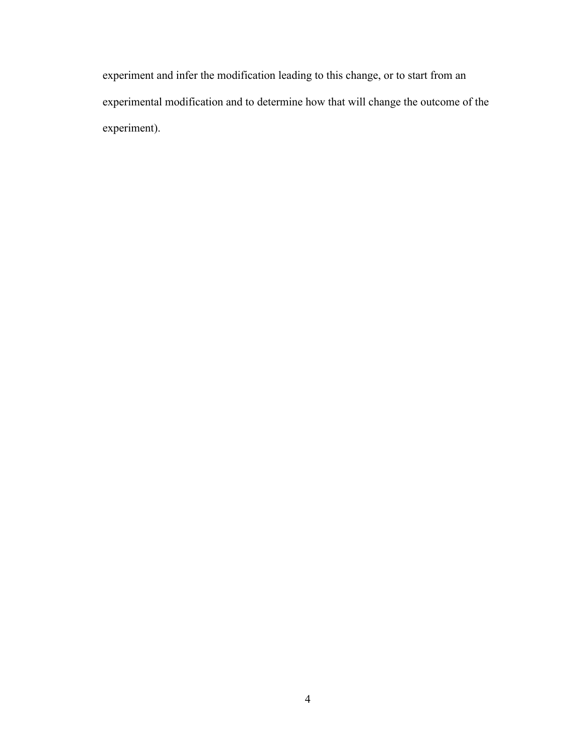experiment and infer the modification leading to this change, or to start from an experimental modification and to determine how that will change the outcome of the experiment).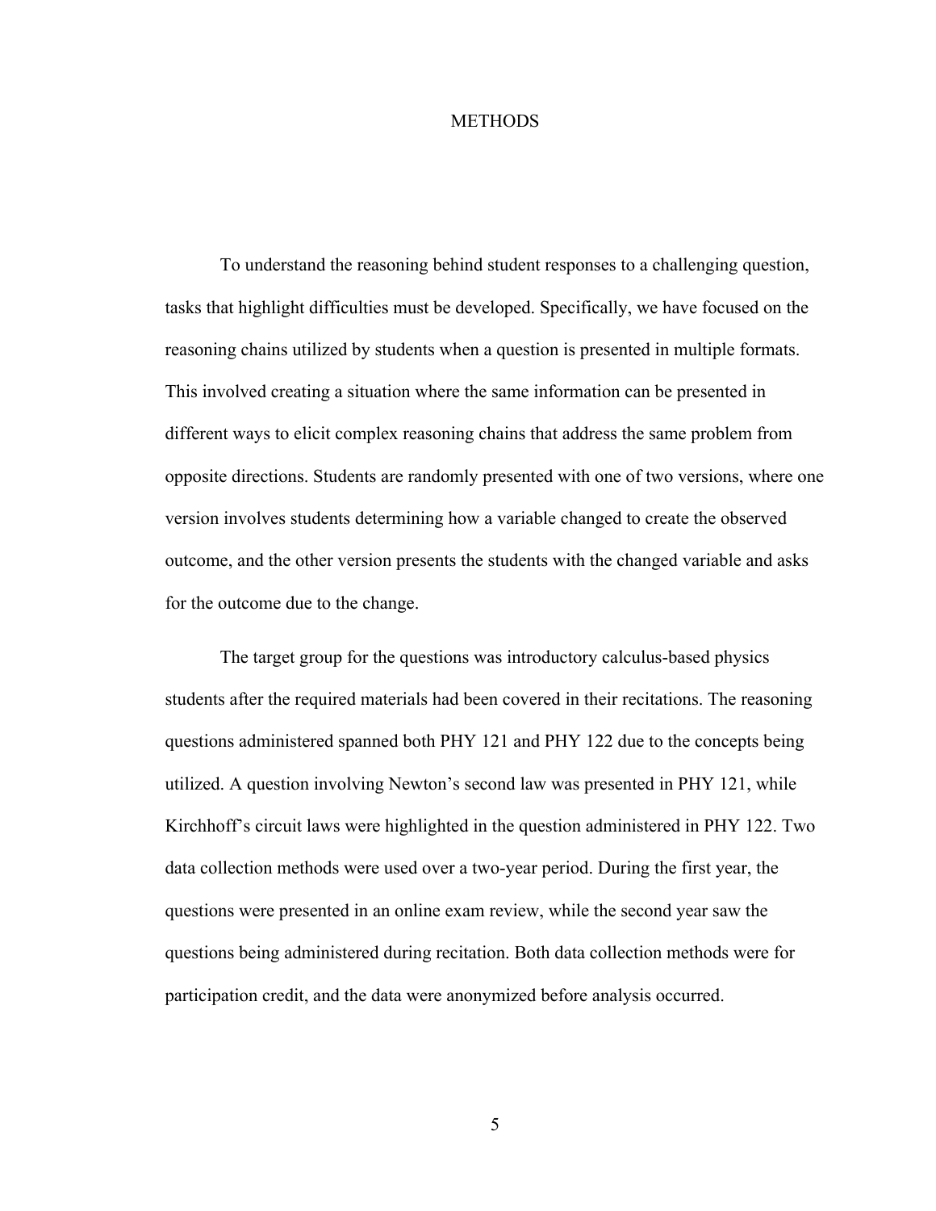# METHODS

To understand the reasoning behind student responses to a challenging question, tasks that highlight difficulties must be developed. Specifically, we have focused on the reasoning chains utilized by students when a question is presented in multiple formats. This involved creating a situation where the same information can be presented in different ways to elicit complex reasoning chains that address the same problem from opposite directions. Students are randomly presented with one of two versions, where one version involves students determining how a variable changed to create the observed outcome, and the other version presents the students with the changed variable and asks for the outcome due to the change.

The target group for the questions was introductory calculus-based physics students after the required materials had been covered in their recitations. The reasoning questions administered spanned both PHY 121 and PHY 122 due to the concepts being utilized. A question involving Newton's second law was presented in PHY 121, while Kirchhoff's circuit laws were highlighted in the question administered in PHY 122. Two data collection methods were used over a two-year period. During the first year, the questions were presented in an online exam review, while the second year saw the questions being administered during recitation. Both data collection methods were for participation credit, and the data were anonymized before analysis occurred.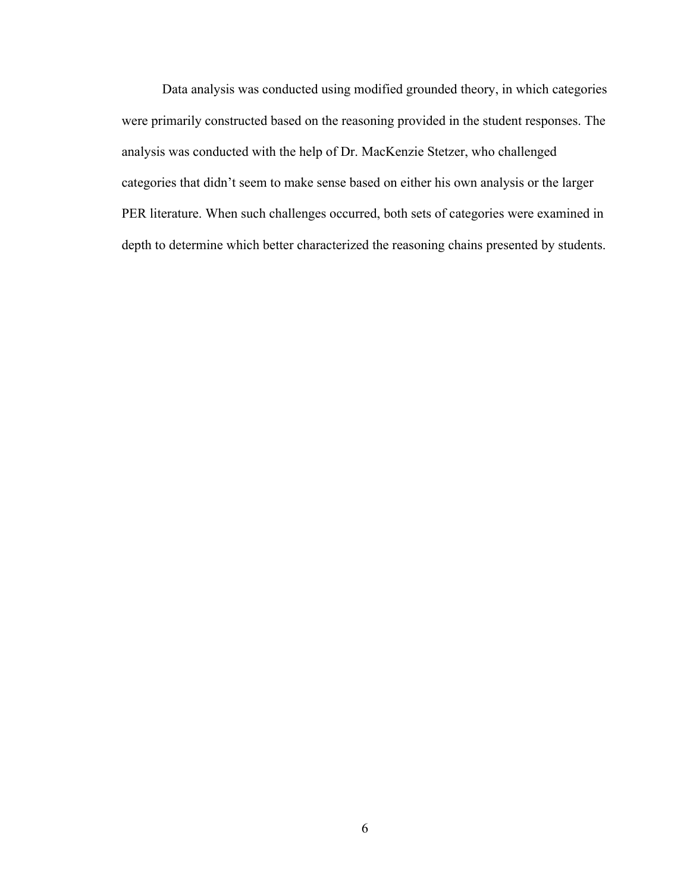Data analysis was conducted using modified grounded theory, in which categories were primarily constructed based on the reasoning provided in the student responses. The analysis was conducted with the help of Dr. MacKenzie Stetzer, who challenged categories that didn't seem to make sense based on either his own analysis or the larger PER literature. When such challenges occurred, both sets of categories were examined in depth to determine which better characterized the reasoning chains presented by students.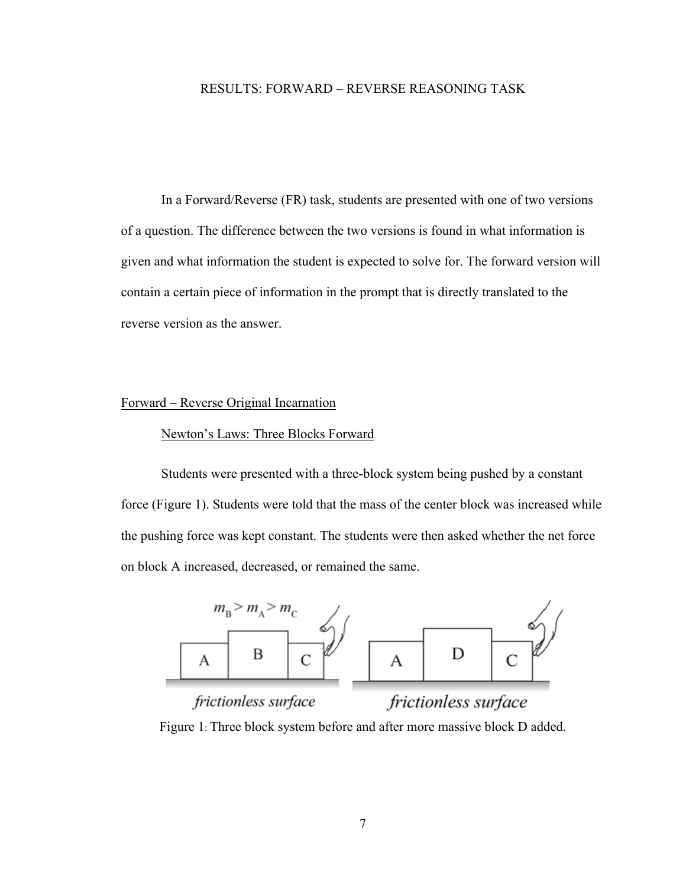# RESULTS: FORWARD – REVERSE REASONING TASK

In a Forward/Reverse (FR) task, students are presented with one of two versions of a question. The difference between the two versions is found in what information is given and what information the student is expected to solve for. The forward version will contain a certain piece of information in the prompt that is directly translated to the reverse version as the answer.

## Forward – Reverse Original Incarnation

### Newton's Laws: Three Blocks Forward

Students were presented with a three-block system being pushed by a constant force (Figure 1). Students were told that the mass of the center block was increased while the pushing force was kept constant. The students were then asked whether the net force on block A increased, decreased, or remained the same.

Figure 1: Three block system before and after more massive block D added.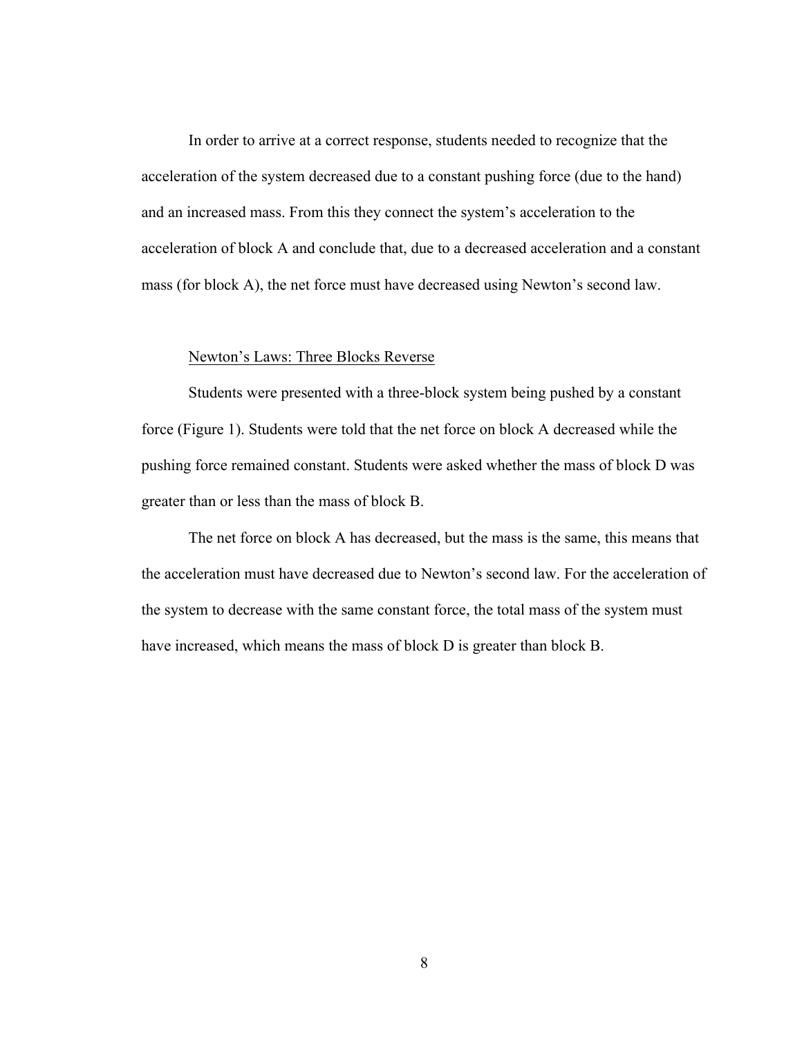In order to arrive at a correct response, students needed to recognize that the acceleration of the system decreased due to a constant pushing force (due to the hand) and an increased mass. From this they connect the system's acceleration to the acceleration of block A and conclude that, due to a decreased acceleration and a constant mass (for block A), the net force must have decreased using Newton's second law.

### Newton's Laws: Three Blocks Reverse

Students were presented with a three-block system being pushed by a constant force (Figure 1). Students were told that the net force on block A decreased while the pushing force remained constant. Students were asked whether the mass of block D was greater than or less than the mass of block B.

The net force on block A has decreased, but the mass is the same, this means that the acceleration must have decreased due to Newton's second law. For the acceleration of the system to decrease with the same constant force, the total mass of the system must have increased, which means the mass of block D is greater than block B.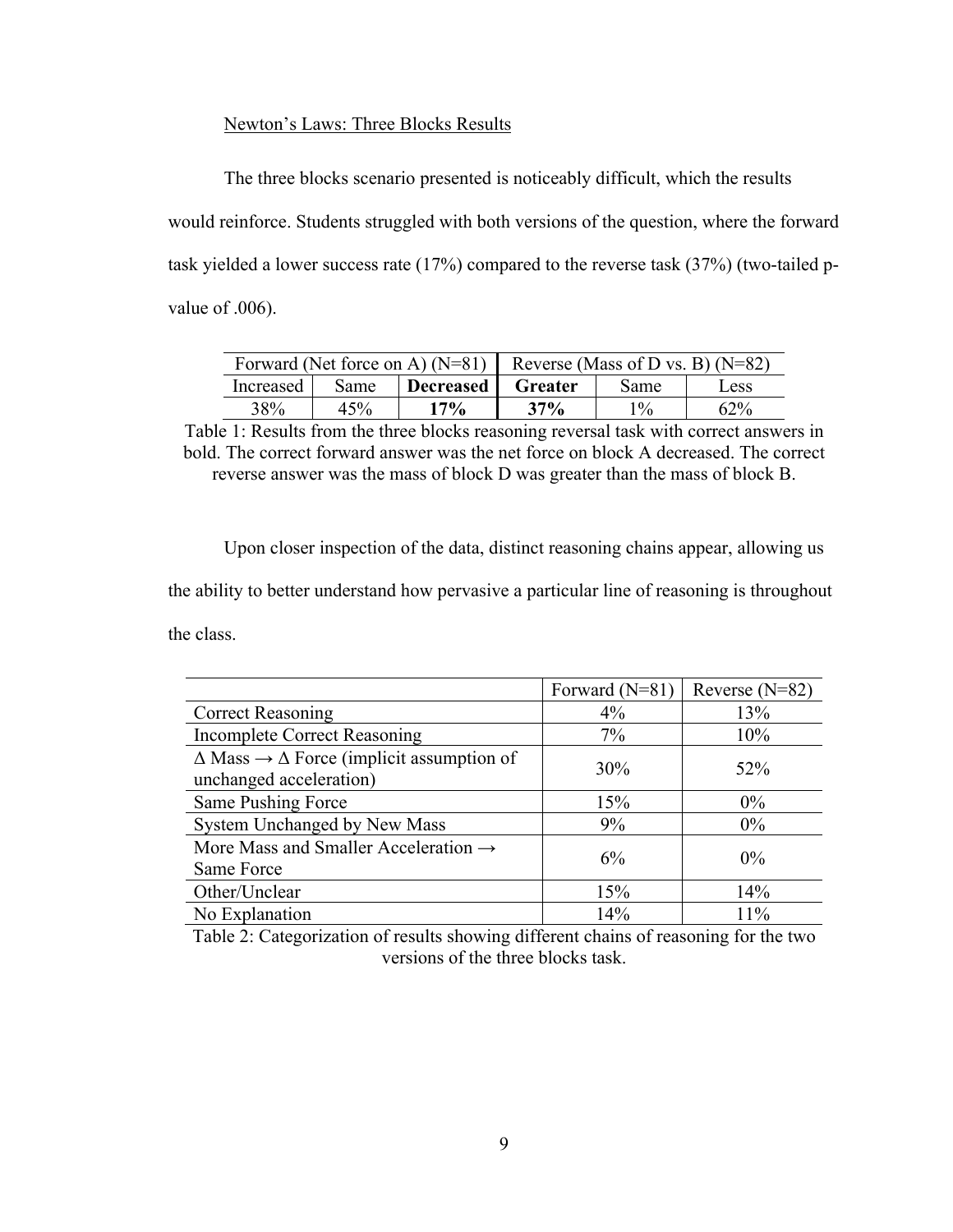Newton's Laws: Three Blocks Results

The three blocks scenario presented is noticeably difficult, which the results would reinforce. Students struggled with both versions of the question, where the forward task yielded a lower success rate (17%) compared to the reverse task (37%) (two-tailed p-value of .006).

| Forward (Net force on A) (N=81) | | | Reverse (Mass of D vs. B) (N=82) | | |
|---|---|---|---|---|---|
| Increased | Same | **Decreased** | **Greater** | Same | Less |
| 38% | 45% | **17%** | **37%** | 1% | 62% |

Table 1: Results from the three blocks reasoning reversal task with correct answers in bold. The correct forward answer was the net force on block A decreased. The correct reverse answer was the mass of block D was greater than the mass of block B.

Upon closer inspection of the data, distinct reasoning chains appear, allowing us the ability to better understand how pervasive a particular line of reasoning is throughout the class.

| | Forward (N=81) | Reverse (N=82) |
|---|---|---|
| Correct Reasoning | 4% | 13% |
| Incomplete Correct Reasoning | 7% | 10% |
| $\Delta$ Mass $\rightarrow$ $\Delta$ Force (implicit assumption of unchanged acceleration) | 30% | 52% |
| Same Pushing Force | 15% | 0% |
| System Unchanged by New Mass | 9% | 0% |
| More Mass and Smaller Acceleration $\rightarrow$ Same Force | 6% | 0% |
| Other/Unclear | 15% | 14% |
| No Explanation | 14% | 11% |

Table 2: Categorization of results showing different chains of reasoning for the two versions of the three blocks task.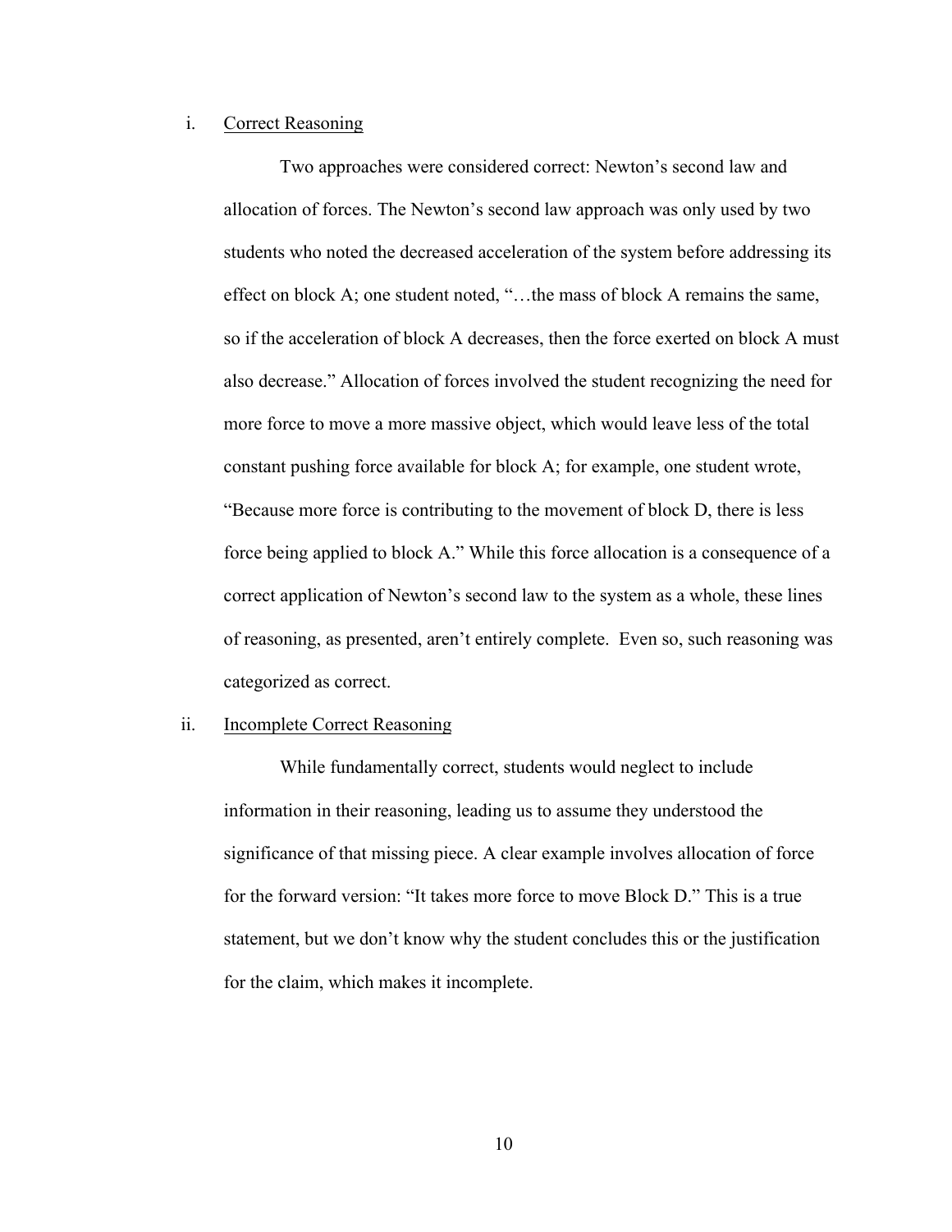i. <u>Correct Reasoning</u>

Two approaches were considered correct: Newton's second law and allocation of forces. The Newton's second law approach was only used by two students who noted the decreased acceleration of the system before addressing its effect on block A; one student noted, "…the mass of block A remains the same, so if the acceleration of block A decreases, then the force exerted on block A must also decrease." Allocation of forces involved the student recognizing the need for more force to move a more massive object, which would leave less of the total constant pushing force available for block A; for example, one student wrote, "Because more force is contributing to the movement of block D, there is less force being applied to block A." While this force allocation is a consequence of a correct application of Newton's second law to the system as a whole, these lines of reasoning, as presented, aren't entirely complete. Even so, such reasoning was categorized as correct.

ii. <u>Incomplete Correct Reasoning</u>

While fundamentally correct, students would neglect to include information in their reasoning, leading us to assume they understood the significance of that missing piece. A clear example involves allocation of force for the forward version: "It takes more force to move Block D." This is a true statement, but we don't know why the student concludes this or the justification for the claim, which makes it incomplete.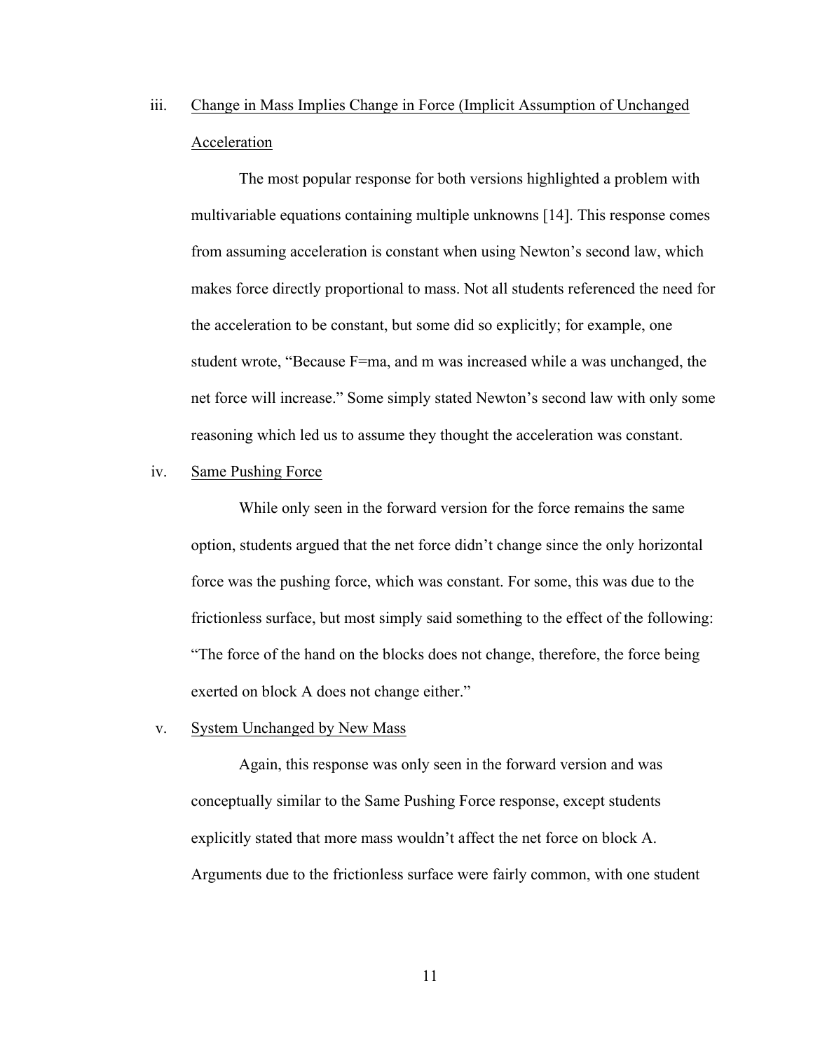iii. Change in Mass Implies Change in Force (Implicit Assumption of Unchanged Acceleration

The most popular response for both versions highlighted a problem with multivariable equations containing multiple unknowns [14]. This response comes from assuming acceleration is constant when using Newton's second law, which makes force directly proportional to mass. Not all students referenced the need for the acceleration to be constant, but some did so explicitly; for example, one student wrote, "Because F=ma, and m was increased while a was unchanged, the net force will increase." Some simply stated Newton's second law with only some reasoning which led us to assume they thought the acceleration was constant.

iv. Same Pushing Force

While only seen in the forward version for the force remains the same option, students argued that the net force didn't change since the only horizontal force was the pushing force, which was constant. For some, this was due to the frictionless surface, but most simply said something to the effect of the following: "The force of the hand on the blocks does not change, therefore, the force being exerted on block A does not change either."

v. System Unchanged by New Mass

Again, this response was only seen in the forward version and was conceptually similar to the Same Pushing Force response, except students explicitly stated that more mass wouldn't affect the net force on block A. Arguments due to the frictionless surface were fairly common, with one student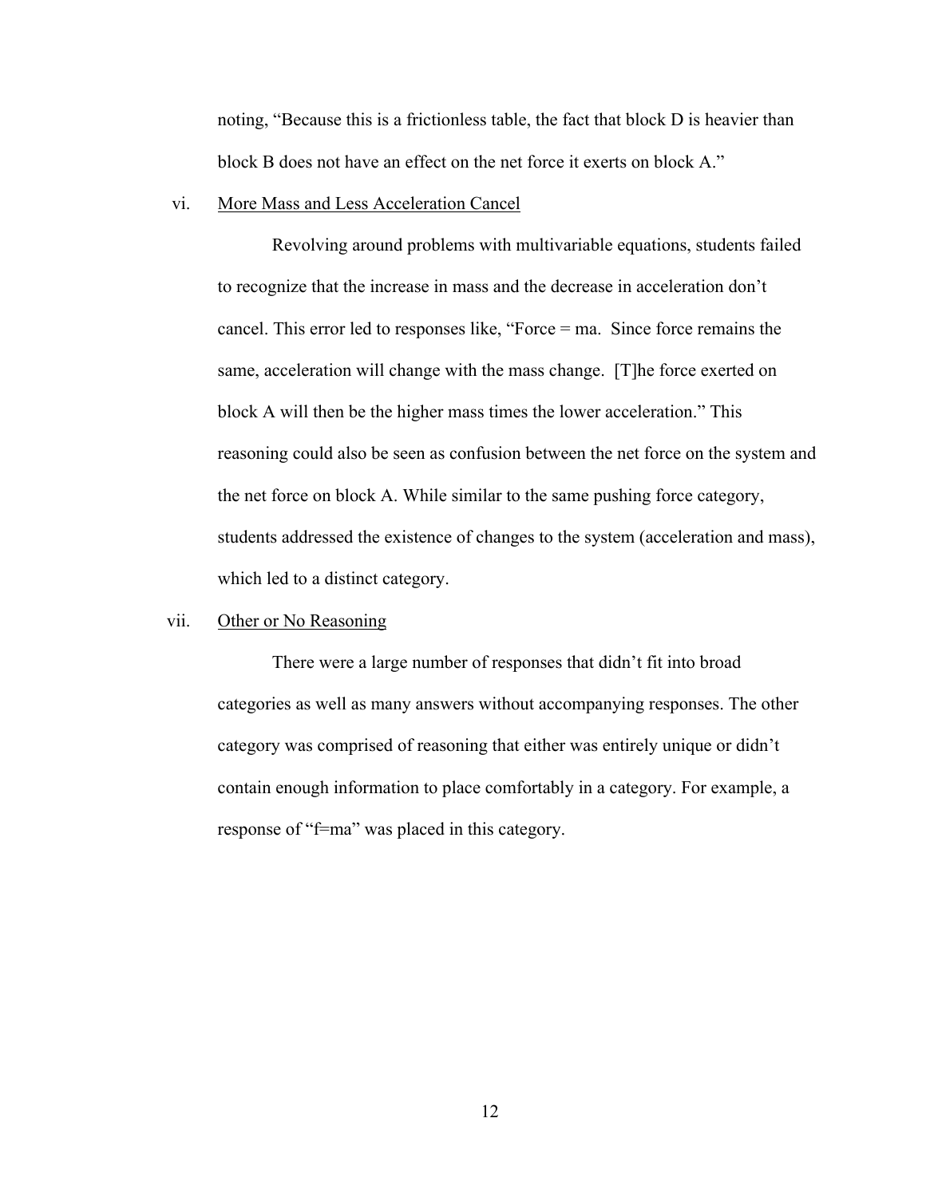noting, "Because this is a frictionless table, the fact that block D is heavier than block B does not have an effect on the net force it exerts on block A."

vi. More Mass and Less Acceleration Cancel

Revolving around problems with multivariable equations, students failed to recognize that the increase in mass and the decrease in acceleration don't cancel. This error led to responses like, "Force = ma. Since force remains the same, acceleration will change with the mass change. [T]he force exerted on block A will then be the higher mass times the lower acceleration." This reasoning could also be seen as confusion between the net force on the system and the net force on block A. While similar to the same pushing force category, students addressed the existence of changes to the system (acceleration and mass), which led to a distinct category.

vii. Other or No Reasoning

There were a large number of responses that didn't fit into broad categories as well as many answers without accompanying responses. The other category was comprised of reasoning that either was entirely unique or didn't contain enough information to place comfortably in a category. For example, a response of "f=ma" was placed in this category.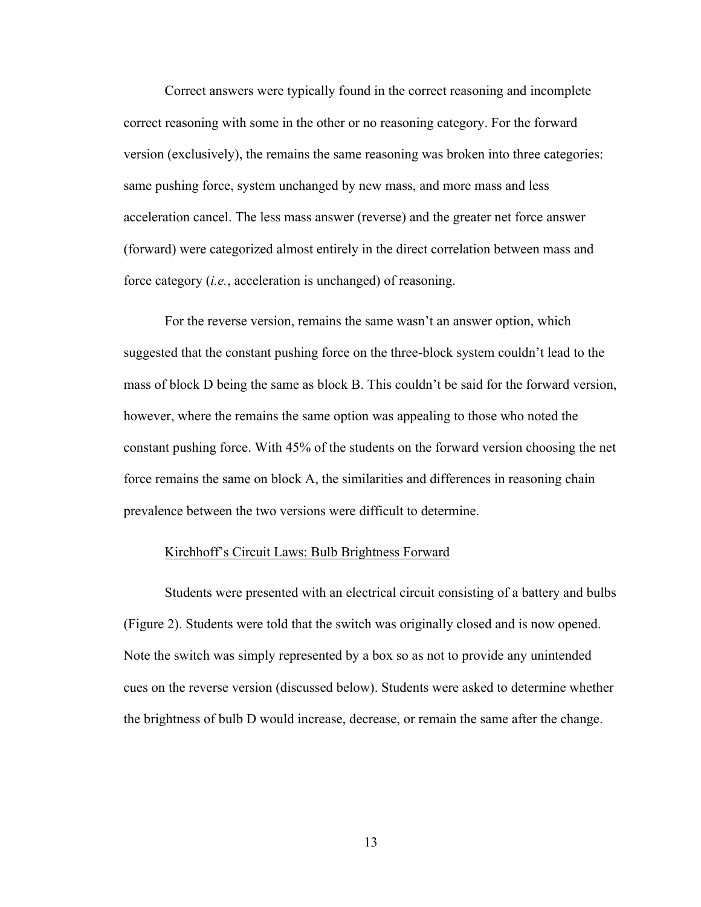Correct answers were typically found in the correct reasoning and incomplete correct reasoning with some in the other or no reasoning category. For the forward version (exclusively), the remains the same reasoning was broken into three categories: same pushing force, system unchanged by new mass, and more mass and less acceleration cancel. The less mass answer (reverse) and the greater net force answer (forward) were categorized almost entirely in the direct correlation between mass and force category (*i.e.*, acceleration is unchanged) of reasoning.

For the reverse version, remains the same wasn't an answer option, which suggested that the constant pushing force on the three-block system couldn't lead to the mass of block D being the same as block B. This couldn't be said for the forward version, however, where the remains the same option was appealing to those who noted the constant pushing force. With 45% of the students on the forward version choosing the net force remains the same on block A, the similarities and differences in reasoning chain prevalence between the two versions were difficult to determine.

<u>Kirchhoff's Circuit Laws: Bulb Brightness Forward</u>

Students were presented with an electrical circuit consisting of a battery and bulbs (Figure 2). Students were told that the switch was originally closed and is now opened. Note the switch was simply represented by a box so as not to provide any unintended cues on the reverse version (discussed below). Students were asked to determine whether the brightness of bulb D would increase, decrease, or remain the same after the change.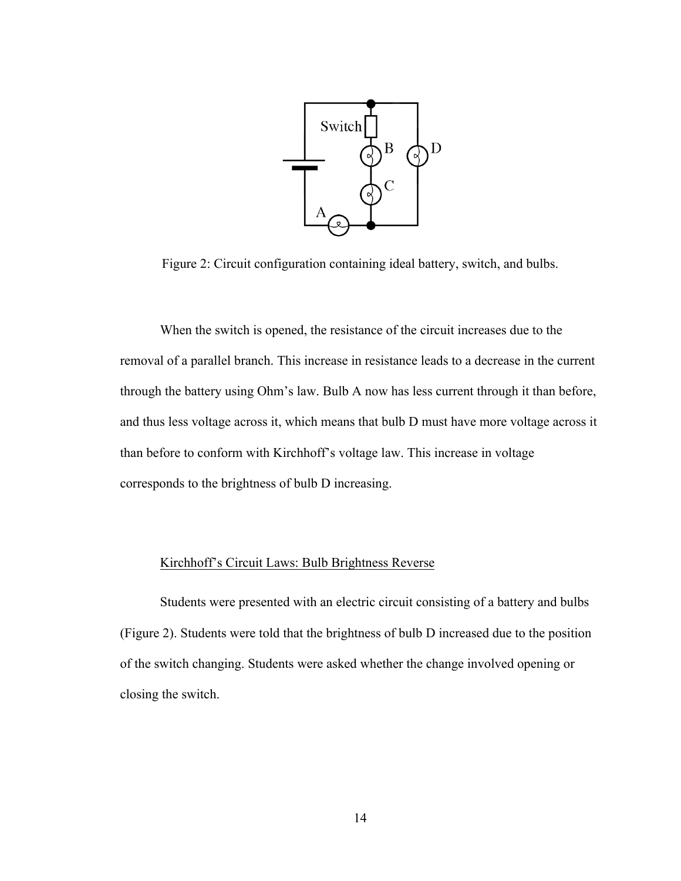Figure 2: Circuit configuration containing ideal battery, switch, and bulbs.

When the switch is opened, the resistance of the circuit increases due to the removal of a parallel branch. This increase in resistance leads to a decrease in the current through the battery using Ohm's law. Bulb A now has less current through it than before, and thus less voltage across it, which means that bulb D must have more voltage across it than before to conform with Kirchhoff's voltage law. This increase in voltage corresponds to the brightness of bulb D increasing.

Kirchhoff's Circuit Laws: Bulb Brightness Reverse

Students were presented with an electric circuit consisting of a battery and bulbs (Figure 2). Students were told that the brightness of bulb D increased due to the position of the switch changing. Students were asked whether the change involved opening or closing the switch.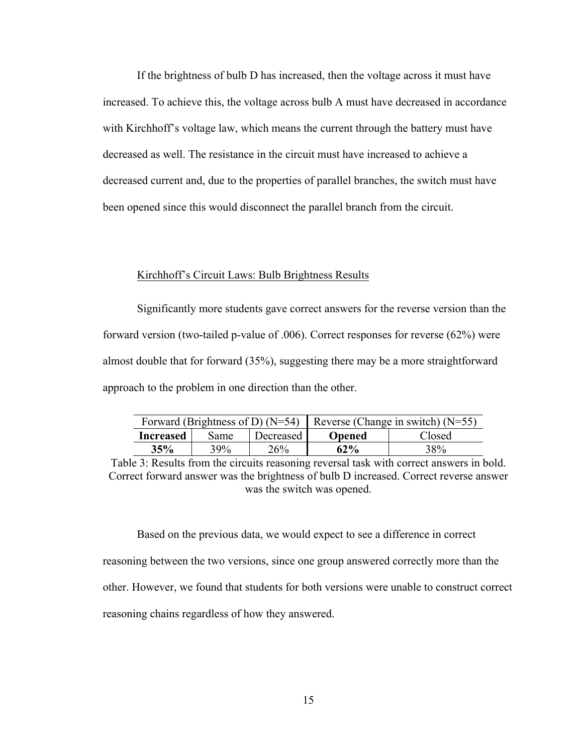If the brightness of bulb D has increased, then the voltage across it must have increased. To achieve this, the voltage across bulb A must have decreased in accordance with Kirchhoff's voltage law, which means the current through the battery must have decreased as well. The resistance in the circuit must have increased to achieve a decreased current and, due to the properties of parallel branches, the switch must have been opened since this would disconnect the parallel branch from the circuit.

## Kirchhoff's Circuit Laws: Bulb Brightness Results

Significantly more students gave correct answers for the reverse version than the forward version (two-tailed p-value of .006). Correct responses for reverse (62%) were almost double that for forward (35%), suggesting there may be a more straightforward approach to the problem in one direction than the other.

| Forward (Brightness of D) (N=54) | | | Reverse (Change in switch) (N=55) | |
|---|---|---|---|---|
| **Increased** | Same | Decreased | **Opened** | Closed |
| **35%** | 39% | 26% | **62%** | 38% |

Table 3: Results from the circuits reasoning reversal task with correct answers in bold. Correct forward answer was the brightness of bulb D increased. Correct reverse answer was the switch was opened.

Based on the previous data, we would expect to see a difference in correct reasoning between the two versions, since one group answered correctly more than the other. However, we found that students for both versions were unable to construct correct reasoning chains regardless of how they answered.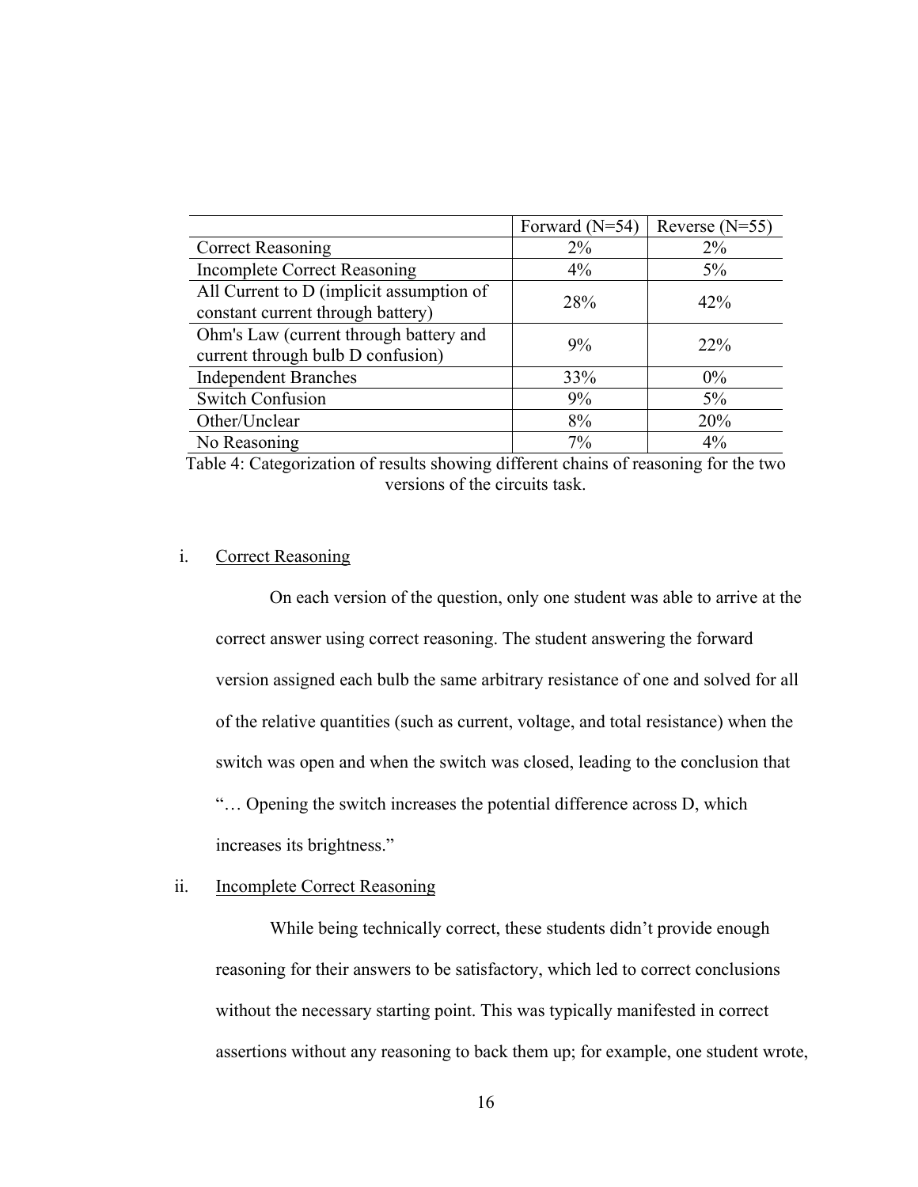| | Forward (N=54) | Reverse (N=55) |
|---|---|---|
| Correct Reasoning | 2% | 2% |
| Incomplete Correct Reasoning | 4% | 5% |
| All Current to D (implicit assumption of constant current through battery) | 28% | 42% |
| Ohm's Law (current through battery and current through bulb D confusion) | 9% | 22% |
| Independent Branches | 33% | 0% |
| Switch Confusion | 9% | 5% |
| Other/Unclear | 8% | 20% |
| No Reasoning | 7% | 4% |

Table 4: Categorization of results showing different chains of reasoning for the two versions of the circuits task.

i. <u>Correct Reasoning</u>

On each version of the question, only one student was able to arrive at the correct answer using correct reasoning. The student answering the forward version assigned each bulb the same arbitrary resistance of one and solved for all of the relative quantities (such as current, voltage, and total resistance) when the switch was open and when the switch was closed, leading to the conclusion that "… Opening the switch increases the potential difference across D, which increases its brightness."

ii. <u>Incomplete Correct Reasoning</u>

While being technically correct, these students didn't provide enough reasoning for their answers to be satisfactory, which led to correct conclusions without the necessary starting point. This was typically manifested in correct assertions without any reasoning to back them up; for example, one student wrote,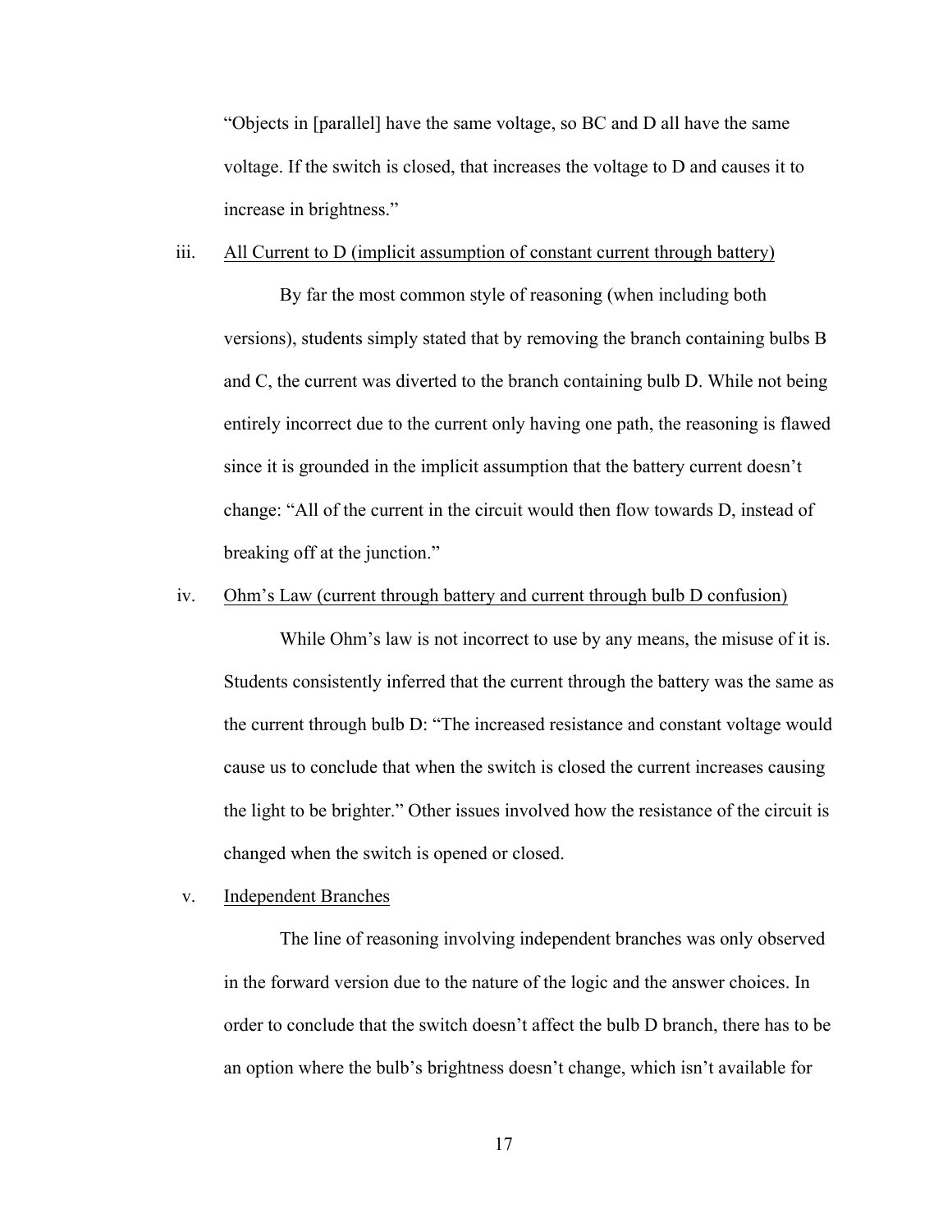"Objects in [parallel] have the same voltage, so BC and D all have the same voltage. If the switch is closed, that increases the voltage to D and causes it to increase in brightness."

iii. <u>All Current to D (implicit assumption of constant current through battery)</u>

By far the most common style of reasoning (when including both versions), students simply stated that by removing the branch containing bulbs B and C, the current was diverted to the branch containing bulb D. While not being entirely incorrect due to the current only having one path, the reasoning is flawed since it is grounded in the implicit assumption that the battery current doesn't change: "All of the current in the circuit would then flow towards D, instead of breaking off at the junction."

iv. <u>Ohm's Law (current through battery and current through bulb D confusion)</u>

While Ohm's law is not incorrect to use by any means, the misuse of it is. Students consistently inferred that the current through the battery was the same as the current through bulb D: "The increased resistance and constant voltage would cause us to conclude that when the switch is closed the current increases causing the light to be brighter." Other issues involved how the resistance of the circuit is changed when the switch is opened or closed.

v. <u>Independent Branches</u>

The line of reasoning involving independent branches was only observed in the forward version due to the nature of the logic and the answer choices. In order to conclude that the switch doesn't affect the bulb D branch, there has to be an option where the bulb's brightness doesn't change, which isn't available for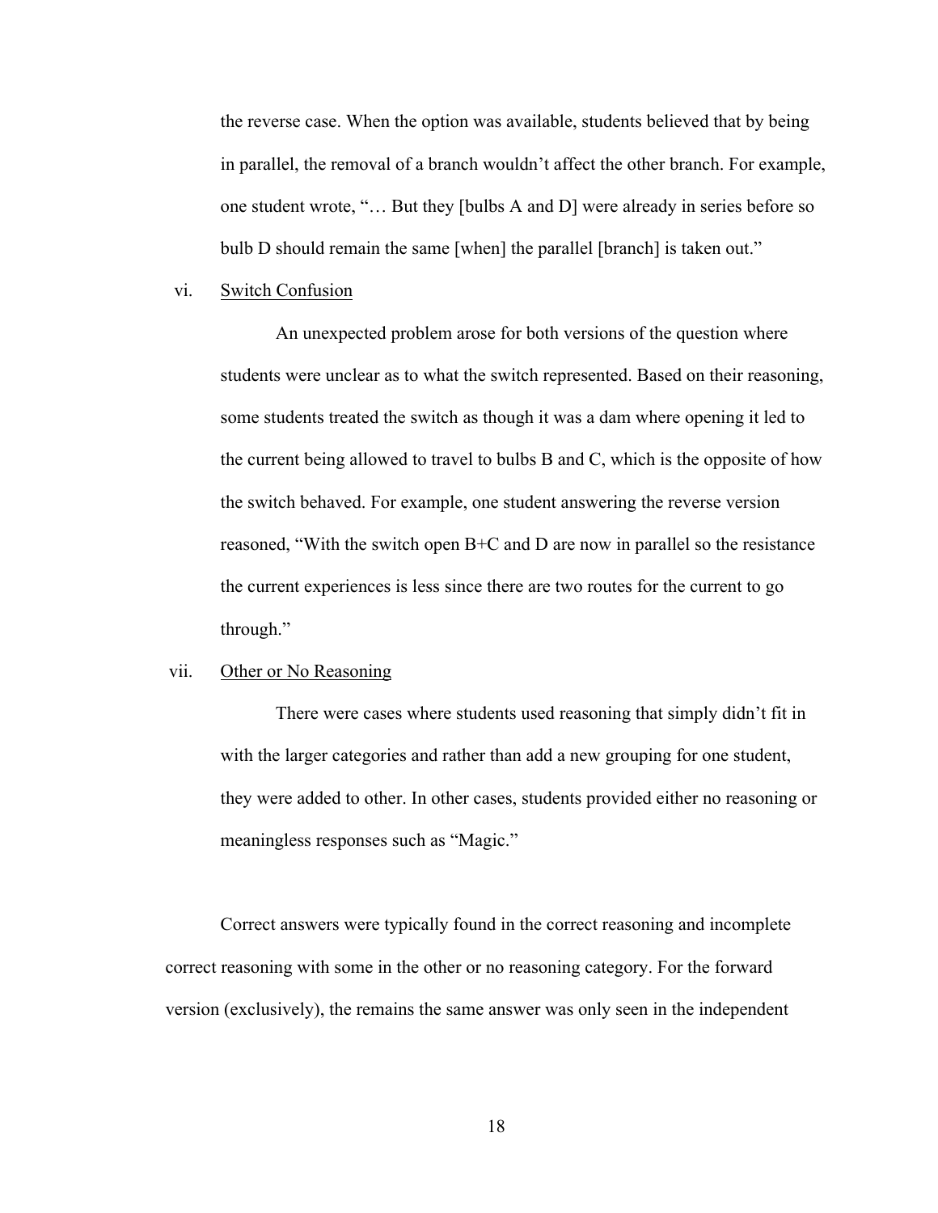the reverse case. When the option was available, students believed that by being in parallel, the removal of a branch wouldn't affect the other branch. For example, one student wrote, "… But they [bulbs A and D] were already in series before so bulb D should remain the same [when] the parallel [branch] is taken out."

vi. <u>Switch Confusion</u>

An unexpected problem arose for both versions of the question where students were unclear as to what the switch represented. Based on their reasoning, some students treated the switch as though it was a dam where opening it led to the current being allowed to travel to bulbs B and C, which is the opposite of how the switch behaved. For example, one student answering the reverse version reasoned, "With the switch open B+C and D are now in parallel so the resistance the current experiences is less since there are two routes for the current to go through."

vii. <u>Other or No Reasoning</u>

There were cases where students used reasoning that simply didn't fit in with the larger categories and rather than add a new grouping for one student, they were added to other. In other cases, students provided either no reasoning or meaningless responses such as "Magic."

Correct answers were typically found in the correct reasoning and incomplete correct reasoning with some in the other or no reasoning category. For the forward version (exclusively), the remains the same answer was only seen in the independent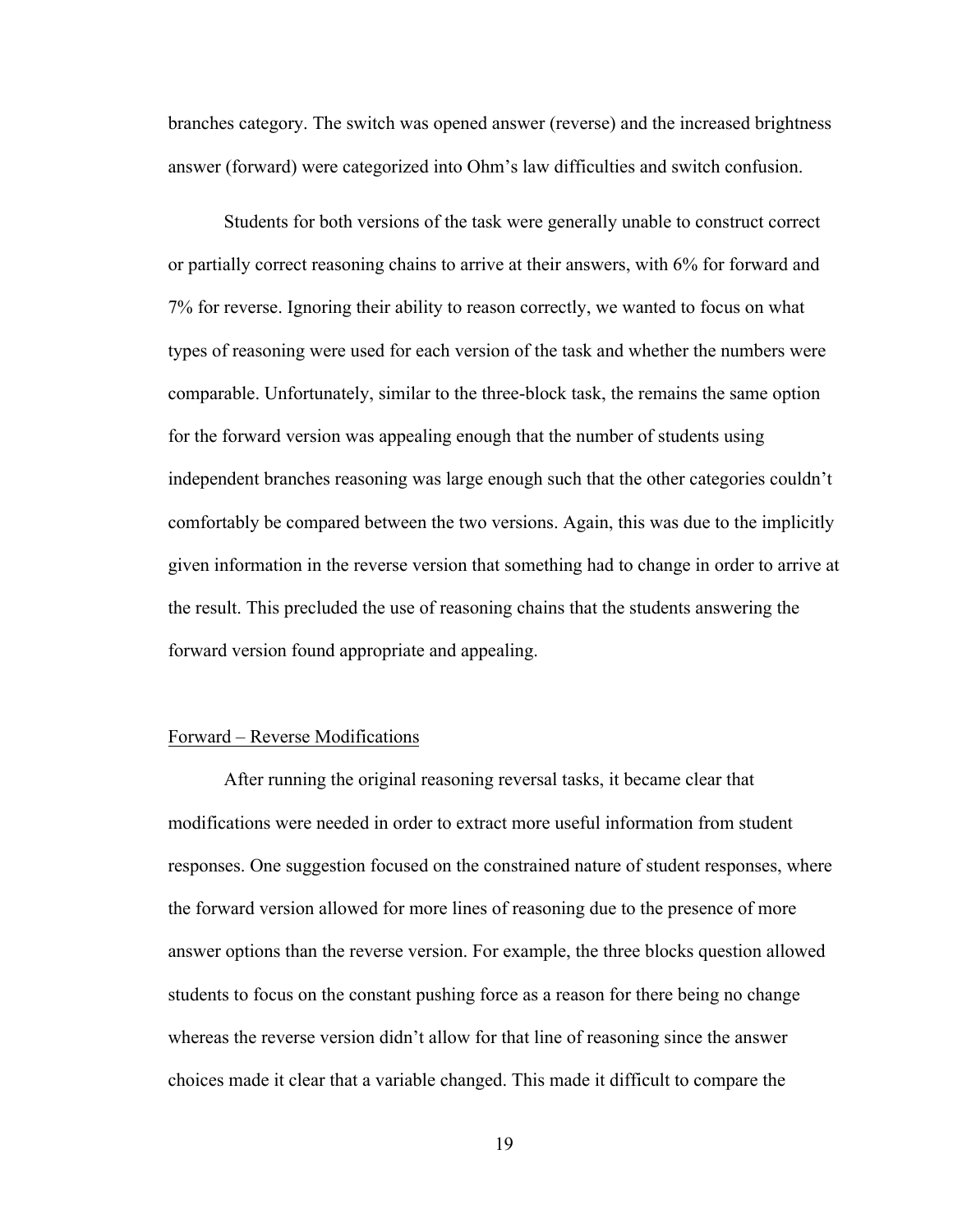branches category. The switch was opened answer (reverse) and the increased brightness answer (forward) were categorized into Ohm's law difficulties and switch confusion.

Students for both versions of the task were generally unable to construct correct or partially correct reasoning chains to arrive at their answers, with 6% for forward and 7% for reverse. Ignoring their ability to reason correctly, we wanted to focus on what types of reasoning were used for each version of the task and whether the numbers were comparable. Unfortunately, similar to the three-block task, the remains the same option for the forward version was appealing enough that the number of students using independent branches reasoning was large enough such that the other categories couldn't comfortably be compared between the two versions. Again, this was due to the implicitly given information in the reverse version that something had to change in order to arrive at the result. This precluded the use of reasoning chains that the students answering the forward version found appropriate and appealing.

<u>Forward – Reverse Modifications</u>

After running the original reasoning reversal tasks, it became clear that modifications were needed in order to extract more useful information from student responses. One suggestion focused on the constrained nature of student responses, where the forward version allowed for more lines of reasoning due to the presence of more answer options than the reverse version. For example, the three blocks question allowed students to focus on the constant pushing force as a reason for there being no change whereas the reverse version didn't allow for that line of reasoning since the answer choices made it clear that a variable changed. This made it difficult to compare the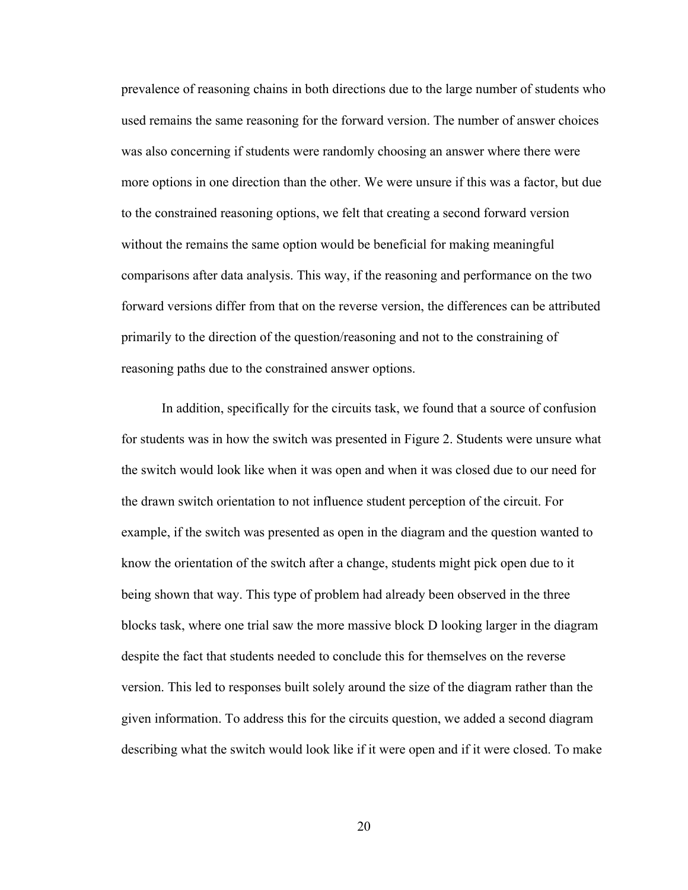prevalence of reasoning chains in both directions due to the large number of students who used remains the same reasoning for the forward version. The number of answer choices was also concerning if students were randomly choosing an answer where there were more options in one direction than the other. We were unsure if this was a factor, but due to the constrained reasoning options, we felt that creating a second forward version without the remains the same option would be beneficial for making meaningful comparisons after data analysis. This way, if the reasoning and performance on the two forward versions differ from that on the reverse version, the differences can be attributed primarily to the direction of the question/reasoning and not to the constraining of reasoning paths due to the constrained answer options.

In addition, specifically for the circuits task, we found that a source of confusion for students was in how the switch was presented in Figure 2. Students were unsure what the switch would look like when it was open and when it was closed due to our need for the drawn switch orientation to not influence student perception of the circuit. For example, if the switch was presented as open in the diagram and the question wanted to know the orientation of the switch after a change, students might pick open due to it being shown that way. This type of problem had already been observed in the three blocks task, where one trial saw the more massive block D looking larger in the diagram despite the fact that students needed to conclude this for themselves on the reverse version. This led to responses built solely around the size of the diagram rather than the given information. To address this for the circuits question, we added a second diagram describing what the switch would look like if it were open and if it were closed. To make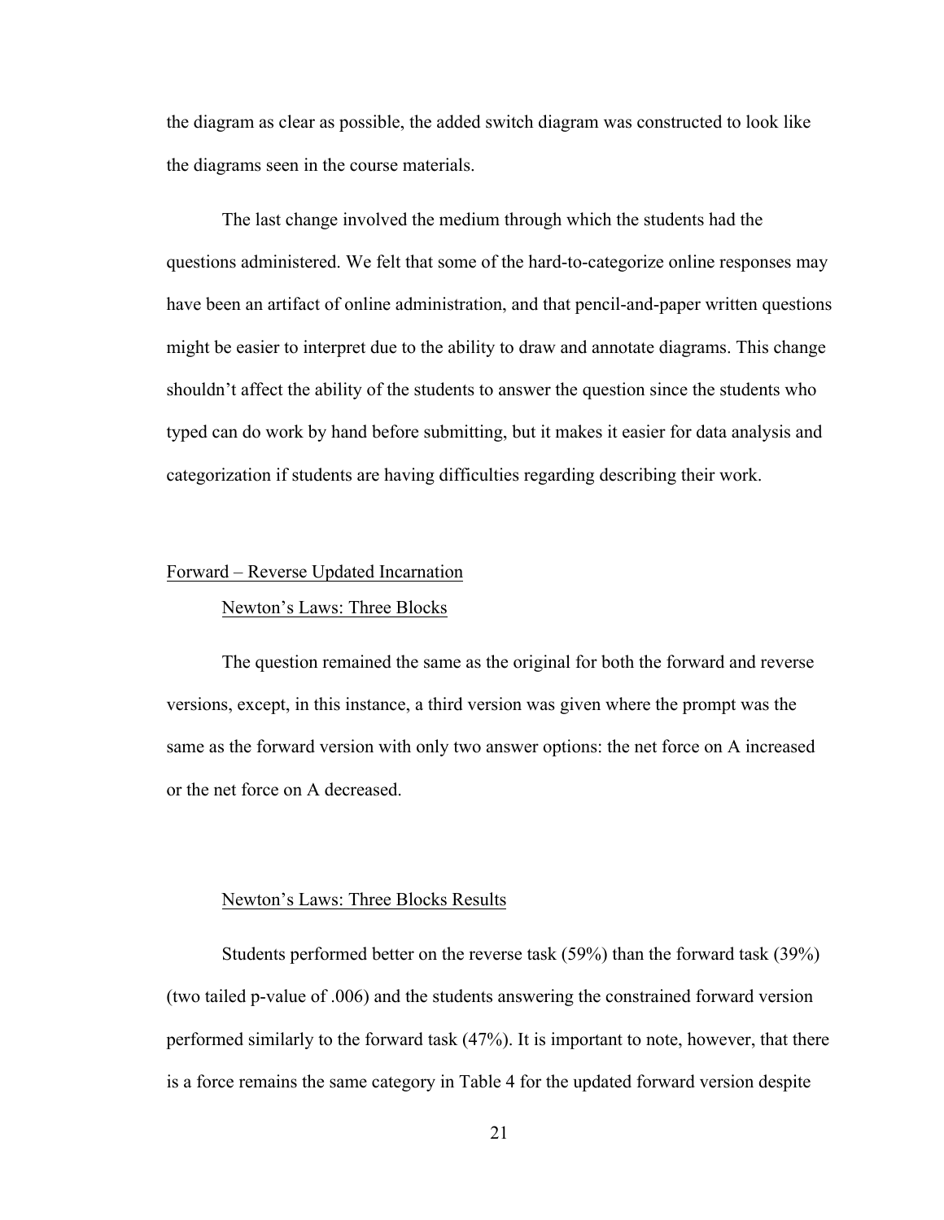the diagram as clear as possible, the added switch diagram was constructed to look like the diagrams seen in the course materials.

The last change involved the medium through which the students had the questions administered. We felt that some of the hard-to-categorize online responses may have been an artifact of online administration, and that pencil-and-paper written questions might be easier to interpret due to the ability to draw and annotate diagrams. This change shouldn't affect the ability of the students to answer the question since the students who typed can do work by hand before submitting, but it makes it easier for data analysis and categorization if students are having difficulties regarding describing their work.

## Forward – Reverse Updated Incarnation

### Newton's Laws: Three Blocks

The question remained the same as the original for both the forward and reverse versions, except, in this instance, a third version was given where the prompt was the same as the forward version with only two answer options: the net force on A increased or the net force on A decreased.

### Newton's Laws: Three Blocks Results

Students performed better on the reverse task (59%) than the forward task (39%) (two tailed p-value of .006) and the students answering the constrained forward version performed similarly to the forward task (47%). It is important to note, however, that there is a force remains the same category in Table 4 for the updated forward version despite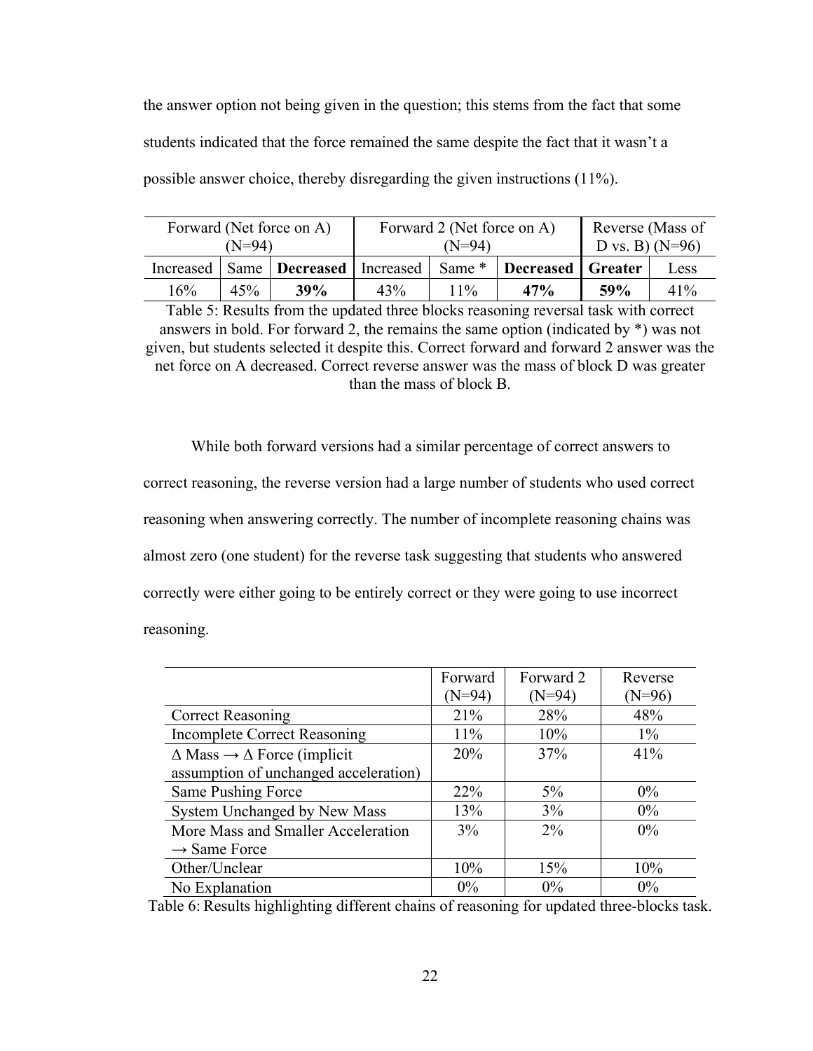the answer option not being given in the question; this stems from the fact that some students indicated that the force remained the same despite the fact that it wasn't a possible answer choice, thereby disregarding the given instructions (11%).

| Forward (Net force on A) (N=94) | | | Forward 2 (Net force on A) (N=94) | | | Reverse (Mass of D vs. B) (N=96) | |
|---|---|---|---|---|---|---|---|
| Increased | Same | **Decreased** | Increased | Same * | **Decreased** | **Greater** | Less |
| 16% | 45% | **39%** | 43% | 11% | **47%** | **59%** | 41% |

Table 5: Results from the updated three blocks reasoning reversal task with correct answers in bold. For forward 2, the remains the same option (indicated by *) was not given, but students selected it despite this. Correct forward and forward 2 answer was the net force on A decreased. Correct reverse answer was the mass of block D was greater than the mass of block B.

While both forward versions had a similar percentage of correct answers to correct reasoning, the reverse version had a large number of students who used correct reasoning when answering correctly. The number of incomplete reasoning chains was almost zero (one student) for the reverse task suggesting that students who answered correctly were either going to be entirely correct or they were going to use incorrect reasoning.

| | Forward (N=94) | Forward 2 (N=94) | Reverse (N=96) |
|---|---|---|---|
| Correct Reasoning | 21% | 28% | 48% |
| Incomplete Correct Reasoning | 11% | 10% | 1% |
| $\Delta$ Mass $\rightarrow$ $\Delta$ Force (implicit assumption of unchanged acceleration) | 20% | 37% | 41% |
| Same Pushing Force | 22% | 5% | 0% |
| System Unchanged by New Mass | 13% | 3% | 0% |
| More Mass and Smaller Acceleration $\rightarrow$ Same Force | 3% | 2% | 0% |
| Other/Unclear | 10% | 15% | 10% |
| No Explanation | 0% | 0% | 0% |

Table 6: Results highlighting different chains of reasoning for updated three-blocks task.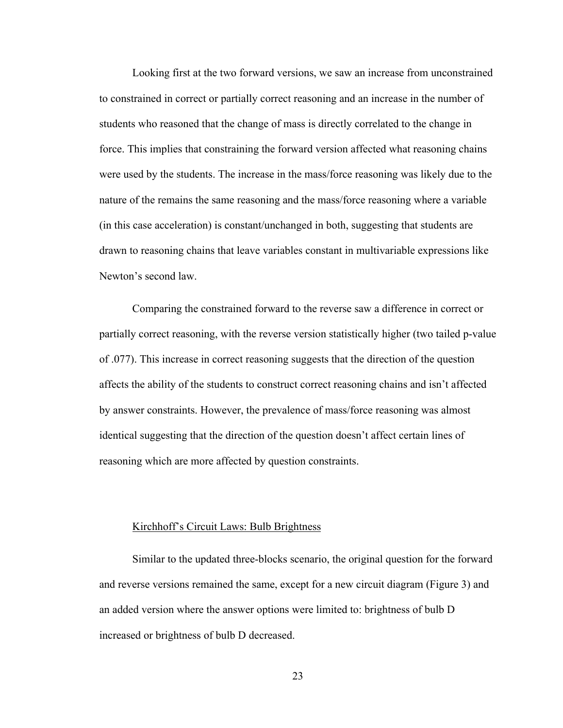Looking first at the two forward versions, we saw an increase from unconstrained to constrained in correct or partially correct reasoning and an increase in the number of students who reasoned that the change of mass is directly correlated to the change in force. This implies that constraining the forward version affected what reasoning chains were used by the students. The increase in the mass/force reasoning was likely due to the nature of the remains the same reasoning and the mass/force reasoning where a variable (in this case acceleration) is constant/unchanged in both, suggesting that students are drawn to reasoning chains that leave variables constant in multivariable expressions like Newton's second law.

Comparing the constrained forward to the reverse saw a difference in correct or partially correct reasoning, with the reverse version statistically higher (two tailed p-value of .077). This increase in correct reasoning suggests that the direction of the question affects the ability of the students to construct correct reasoning chains and isn't affected by answer constraints. However, the prevalence of mass/force reasoning was almost identical suggesting that the direction of the question doesn't affect certain lines of reasoning which are more affected by question constraints.

### Kirchhoff's Circuit Laws: Bulb Brightness

Similar to the updated three-blocks scenario, the original question for the forward and reverse versions remained the same, except for a new circuit diagram (Figure 3) and an added version where the answer options were limited to: brightness of bulb D increased or brightness of bulb D decreased.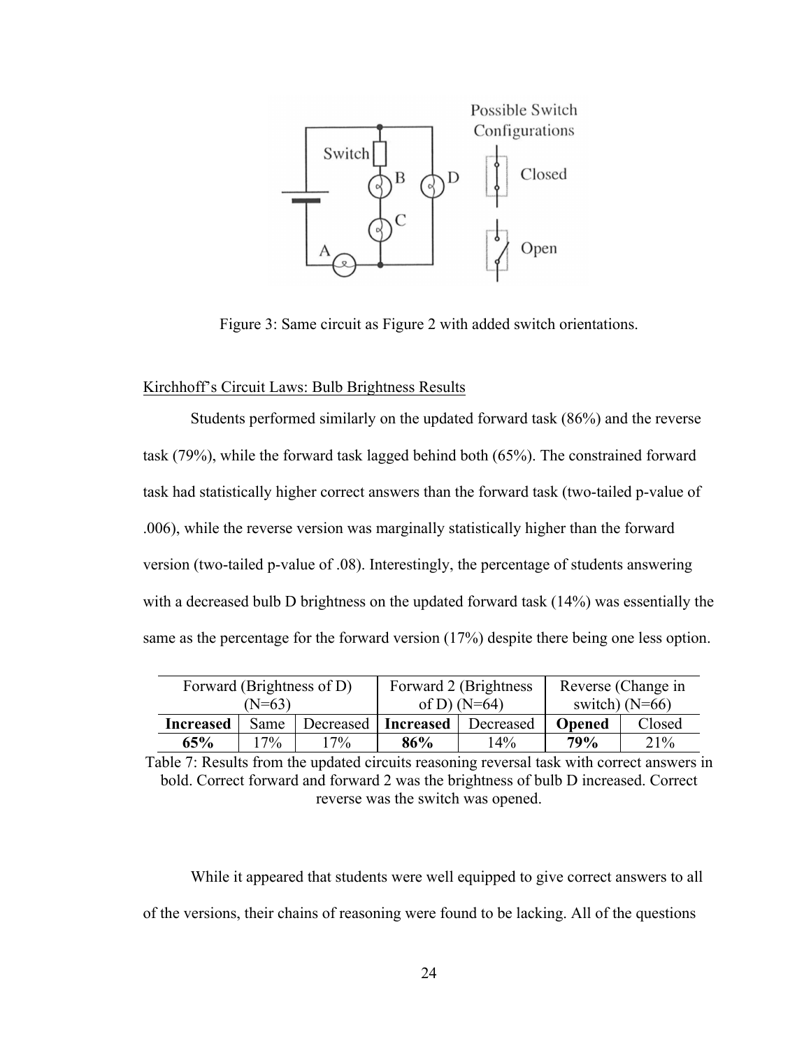Figure 3: Same circuit as Figure 2 with added switch orientations.

Kirchhoff's Circuit Laws: Bulb Brightness Results

Students performed similarly on the updated forward task (86%) and the reverse task (79%), while the forward task lagged behind both (65%). The constrained forward task had statistically higher correct answers than the forward task (two-tailed p-value of .006), while the reverse version was marginally statistically higher than the forward version (two-tailed p-value of .08). Interestingly, the percentage of students answering with a decreased bulb D brightness on the updated forward task (14%) was essentially the same as the percentage for the forward version (17%) despite there being one less option.

| Forward (Brightness of D) (N=63) | | | Forward 2 (Brightness of D) (N=64) | | Reverse (Change in switch) (N=66) | |
|---|---|---|---|---|---|---|
| **Increased** | Same | Decreased | **Increased** | Decreased | **Opened** | Closed |
| **65%** | 17% | 17% | **86%** | 14% | **79%** | 21% |

Table 7: Results from the updated circuits reasoning reversal task with correct answers in bold. Correct forward and forward 2 was the brightness of bulb D increased. Correct reverse was the switch was opened.

While it appeared that students were well equipped to give correct answers to all of the versions, their chains of reasoning were found to be lacking. All of the questions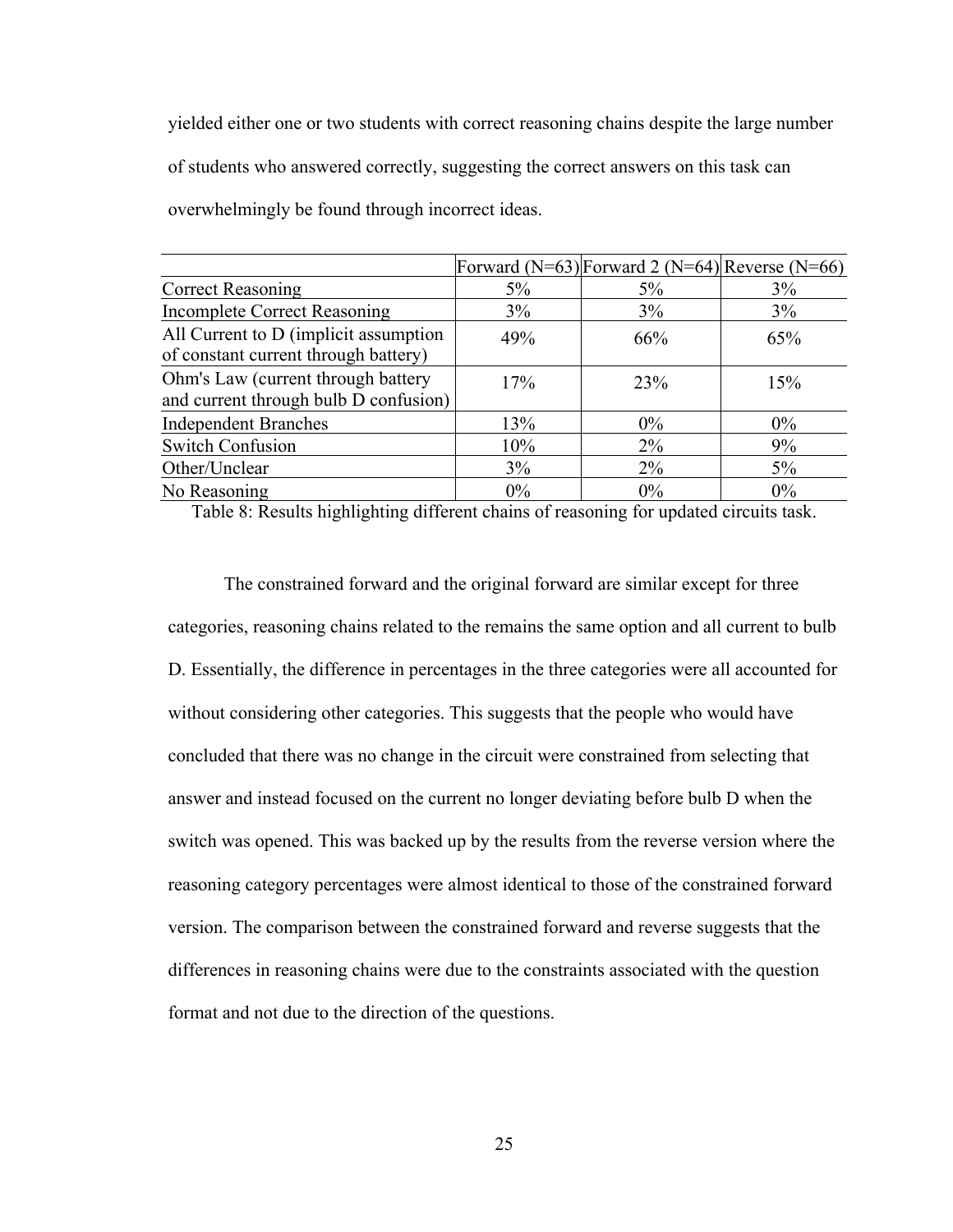yielded either one or two students with correct reasoning chains despite the large number of students who answered correctly, suggesting the correct answers on this task can overwhelmingly be found through incorrect ideas.

| | Forward (N=63) | Forward 2 (N=64) | Reverse (N=66) |
|---|---|---|---|
| Correct Reasoning | 5% | 5% | 3% |
| Incomplete Correct Reasoning | 3% | 3% | 3% |
| All Current to D (implicit assumption of constant current through battery) | 49% | 66% | 65% |
| Ohm's Law (current through battery and current through bulb D confusion) | 17% | 23% | 15% |
| Independent Branches | 13% | 0% | 0% |
| Switch Confusion | 10% | 2% | 9% |
| Other/Unclear | 3% | 2% | 5% |
| No Reasoning | 0% | 0% | 0% |

Table 8: Results highlighting different chains of reasoning for updated circuits task.

The constrained forward and the original forward are similar except for three categories, reasoning chains related to the remains the same option and all current to bulb D. Essentially, the difference in percentages in the three categories were all accounted for without considering other categories. This suggests that the people who would have concluded that there was no change in the circuit were constrained from selecting that answer and instead focused on the current no longer deviating before bulb D when the switch was opened. This was backed up by the results from the reverse version where the reasoning category percentages were almost identical to those of the constrained forward version. The comparison between the constrained forward and reverse suggests that the differences in reasoning chains were due to the constraints associated with the question format and not due to the direction of the questions.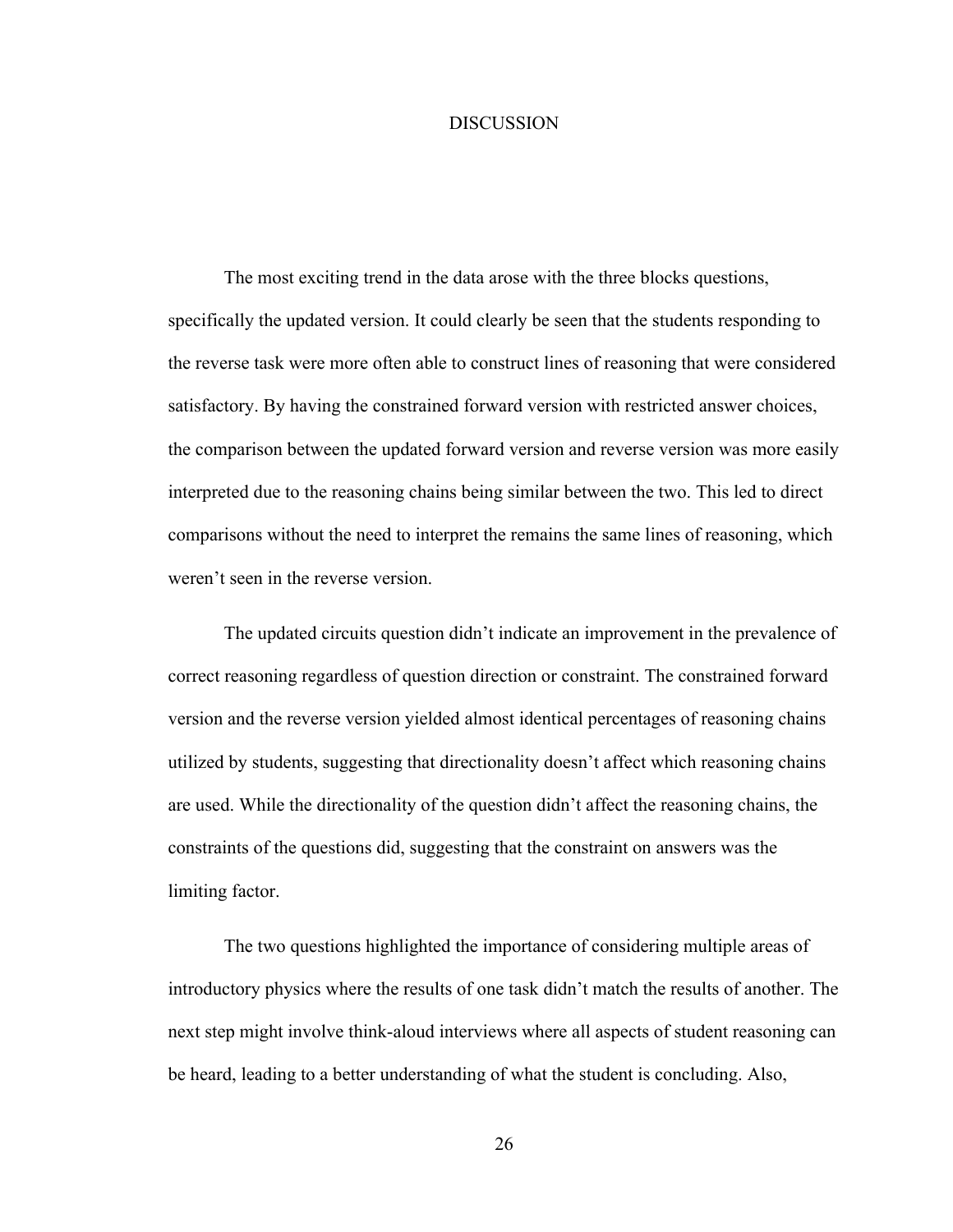# DISCUSSION

The most exciting trend in the data arose with the three blocks questions, specifically the updated version. It could clearly be seen that the students responding to the reverse task were more often able to construct lines of reasoning that were considered satisfactory. By having the constrained forward version with restricted answer choices, the comparison between the updated forward version and reverse version was more easily interpreted due to the reasoning chains being similar between the two. This led to direct comparisons without the need to interpret the remains the same lines of reasoning, which weren't seen in the reverse version.

The updated circuits question didn't indicate an improvement in the prevalence of correct reasoning regardless of question direction or constraint. The constrained forward version and the reverse version yielded almost identical percentages of reasoning chains utilized by students, suggesting that directionality doesn't affect which reasoning chains are used. While the directionality of the question didn't affect the reasoning chains, the constraints of the questions did, suggesting that the constraint on answers was the limiting factor.

The two questions highlighted the importance of considering multiple areas of introductory physics where the results of one task didn't match the results of another. The next step might involve think-aloud interviews where all aspects of student reasoning can be heard, leading to a better understanding of what the student is concluding. Also,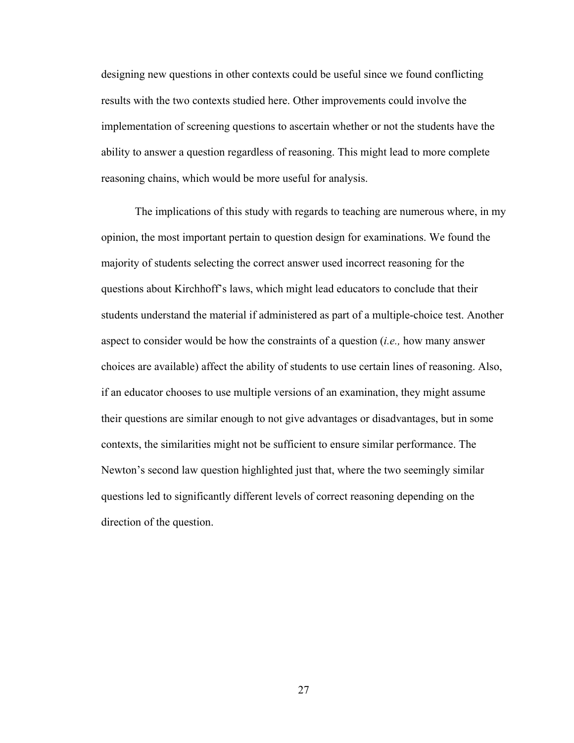designing new questions in other contexts could be useful since we found conflicting results with the two contexts studied here. Other improvements could involve the implementation of screening questions to ascertain whether or not the students have the ability to answer a question regardless of reasoning. This might lead to more complete reasoning chains, which would be more useful for analysis.

The implications of this study with regards to teaching are numerous where, in my opinion, the most important pertain to question design for examinations. We found the majority of students selecting the correct answer used incorrect reasoning for the questions about Kirchhoff's laws, which might lead educators to conclude that their students understand the material if administered as part of a multiple-choice test. Another aspect to consider would be how the constraints of a question (*i.e.,* how many answer choices are available) affect the ability of students to use certain lines of reasoning. Also, if an educator chooses to use multiple versions of an examination, they might assume their questions are similar enough to not give advantages or disadvantages, but in some contexts, the similarities might not be sufficient to ensure similar performance. The Newton's second law question highlighted just that, where the two seemingly similar questions led to significantly different levels of correct reasoning depending on the direction of the question.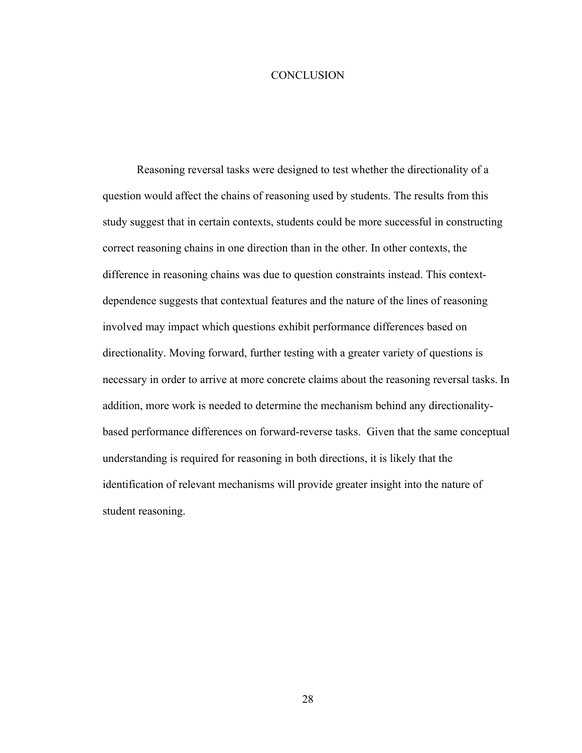# CONCLUSION

Reasoning reversal tasks were designed to test whether the directionality of a question would affect the chains of reasoning used by students. The results from this study suggest that in certain contexts, students could be more successful in constructing correct reasoning chains in one direction than in the other. In other contexts, the difference in reasoning chains was due to question constraints instead. This context-dependence suggests that contextual features and the nature of the lines of reasoning involved may impact which questions exhibit performance differences based on directionality. Moving forward, further testing with a greater variety of questions is necessary in order to arrive at more concrete claims about the reasoning reversal tasks. In addition, more work is needed to determine the mechanism behind any directionality-based performance differences on forward-reverse tasks. Given that the same conceptual understanding is required for reasoning in both directions, it is likely that the identification of relevant mechanisms will provide greater insight into the nature of student reasoning.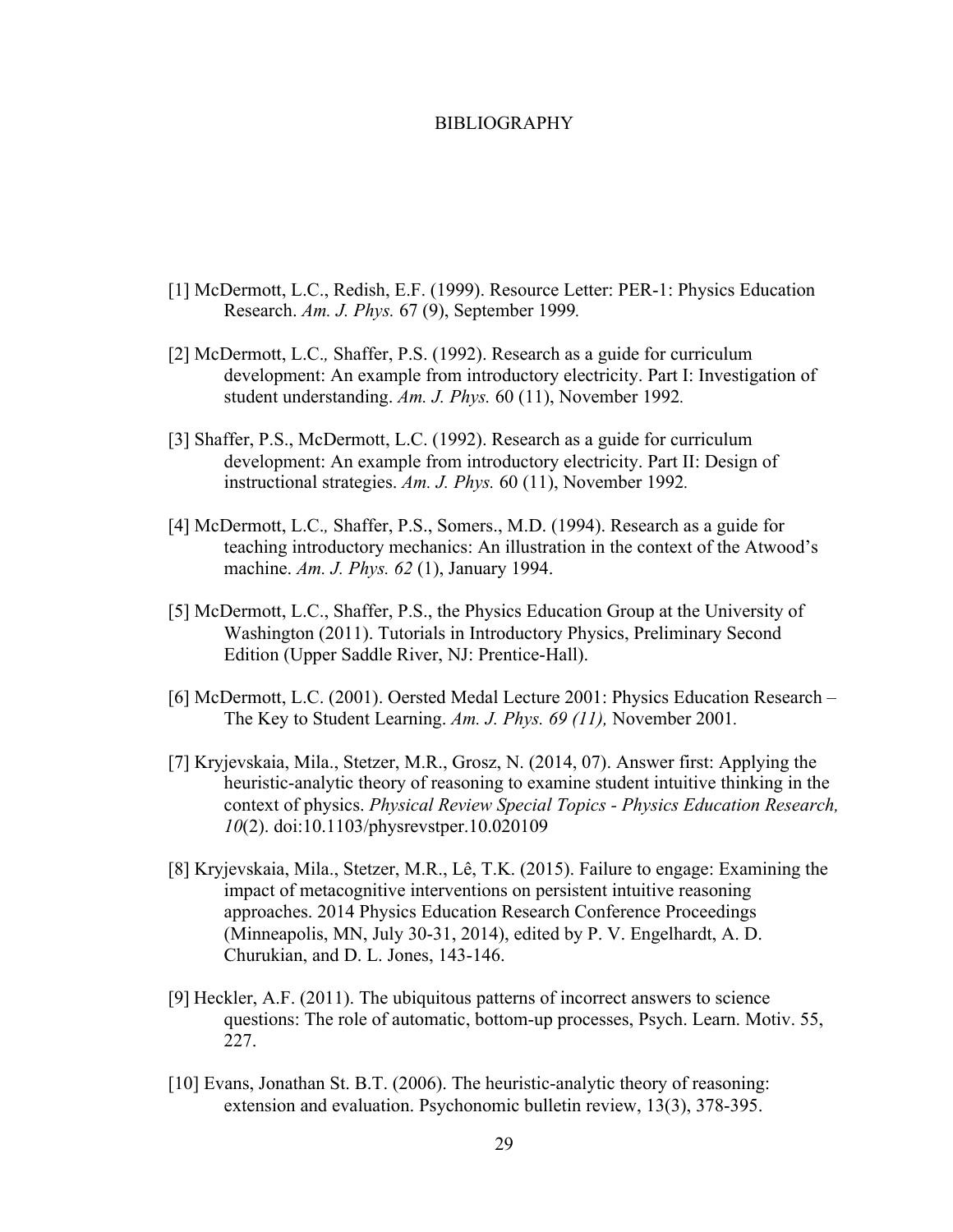# BIBLIOGRAPHY

[1] McDermott, L.C., Redish, E.F. (1999). Resource Letter: PER-1: Physics Education Research. *Am. J. Phys.* 67 (9), September 1999.

[2] McDermott, L.C., Shaffer, P.S. (1992). Research as a guide for curriculum development: An example from introductory electricity. Part I: Investigation of student understanding. *Am. J. Phys.* 60 (11), November 1992.

[3] Shaffer, P.S., McDermott, L.C. (1992). Research as a guide for curriculum development: An example from introductory electricity. Part II: Design of instructional strategies. *Am. J. Phys.* 60 (11), November 1992.

[4] McDermott, L.C., Shaffer, P.S., Somers., M.D. (1994). Research as a guide for teaching introductory mechanics: An illustration in the context of the Atwood's machine. *Am. J. Phys. 62* (1), January 1994.

[5] McDermott, L.C., Shaffer, P.S., the Physics Education Group at the University of Washington (2011). Tutorials in Introductory Physics, Preliminary Second Edition (Upper Saddle River, NJ: Prentice-Hall).

[6] McDermott, L.C. (2001). Oersted Medal Lecture 2001: Physics Education Research – The Key to Student Learning. *Am. J. Phys. 69 (11),* November 2001.

[7] Kryjevskaia, Mila., Stetzer, M.R., Grosz, N. (2014, 07). Answer first: Applying the heuristic-analytic theory of reasoning to examine student intuitive thinking in the context of physics. *Physical Review Special Topics - Physics Education Research, 10*(2). doi:10.1103/physrevstper.10.020109

[8] Kryjevskaia, Mila., Stetzer, M.R., Lê, T.K. (2015). Failure to engage: Examining the impact of metacognitive interventions on persistent intuitive reasoning approaches. 2014 Physics Education Research Conference Proceedings (Minneapolis, MN, July 30-31, 2014), edited by P. V. Engelhardt, A. D. Churukian, and D. L. Jones, 143-146.

[9] Heckler, A.F. (2011). The ubiquitous patterns of incorrect answers to science questions: The role of automatic, bottom-up processes, Psych. Learn. Motiv. 55, 227.

[10] Evans, Jonathan St. B.T. (2006). The heuristic-analytic theory of reasoning: extension and evaluation. Psychonomic bulletin review, 13(3), 378-395.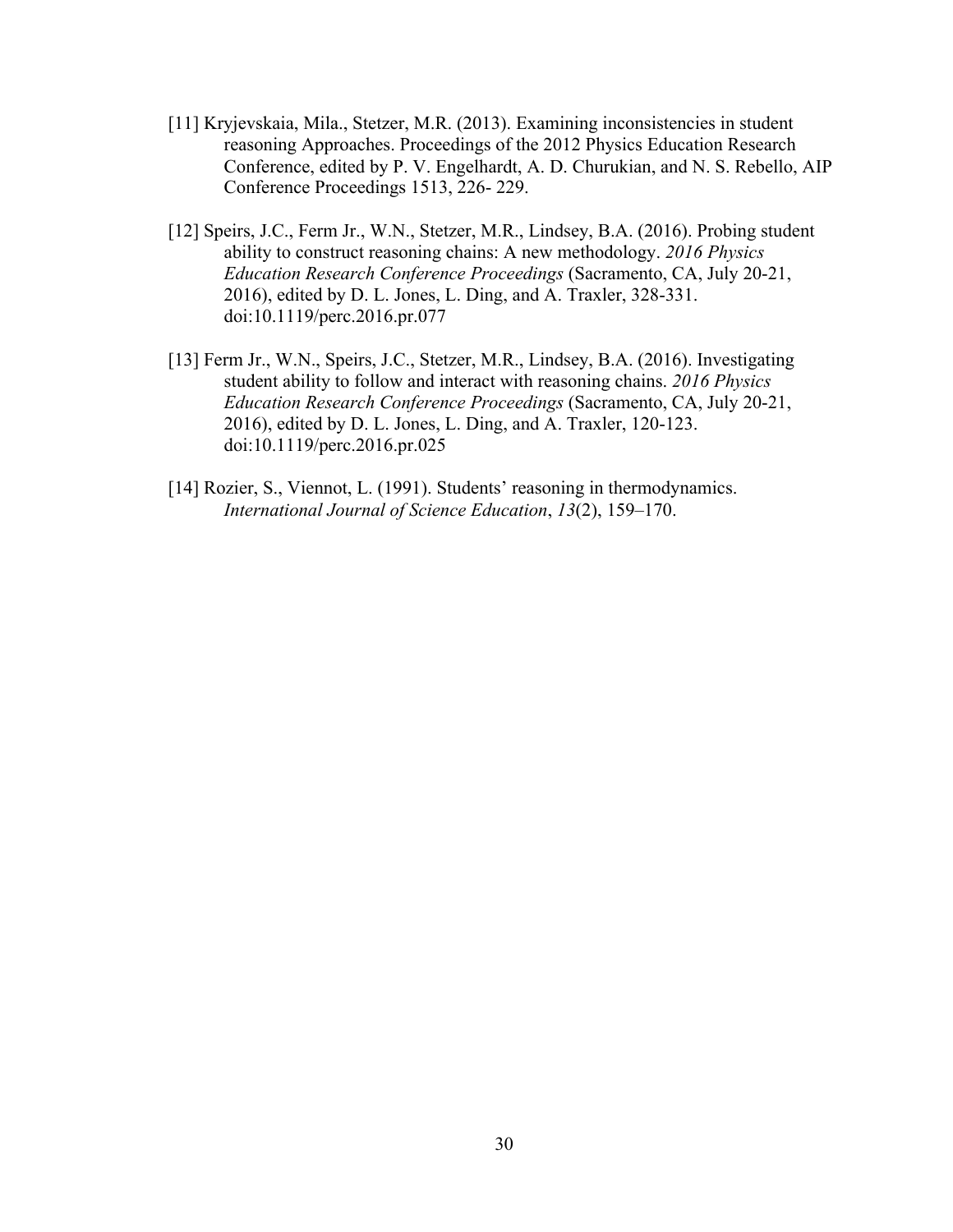[11] Kryjevskaia, Mila., Stetzer, M.R. (2013). Examining inconsistencies in student reasoning Approaches. Proceedings of the 2012 Physics Education Research Conference, edited by P. V. Engelhardt, A. D. Churukian, and N. S. Rebello, AIP Conference Proceedings 1513, 226- 229.

[12] Speirs, J.C., Ferm Jr., W.N., Stetzer, M.R., Lindsey, B.A. (2016). Probing student ability to construct reasoning chains: A new methodology. *2016 Physics Education Research Conference Proceedings* (Sacramento, CA, July 20-21, 2016), edited by D. L. Jones, L. Ding, and A. Traxler, 328-331. doi:10.1119/perc.2016.pr.077

[13] Ferm Jr., W.N., Speirs, J.C., Stetzer, M.R., Lindsey, B.A. (2016). Investigating student ability to follow and interact with reasoning chains. *2016 Physics Education Research Conference Proceedings* (Sacramento, CA, July 20-21, 2016), edited by D. L. Jones, L. Ding, and A. Traxler, 120-123. doi:10.1119/perc.2016.pr.025

[14] Rozier, S., Viennot, L. (1991). Students' reasoning in thermodynamics. *International Journal of Science Education*, *13*(2), 159–170.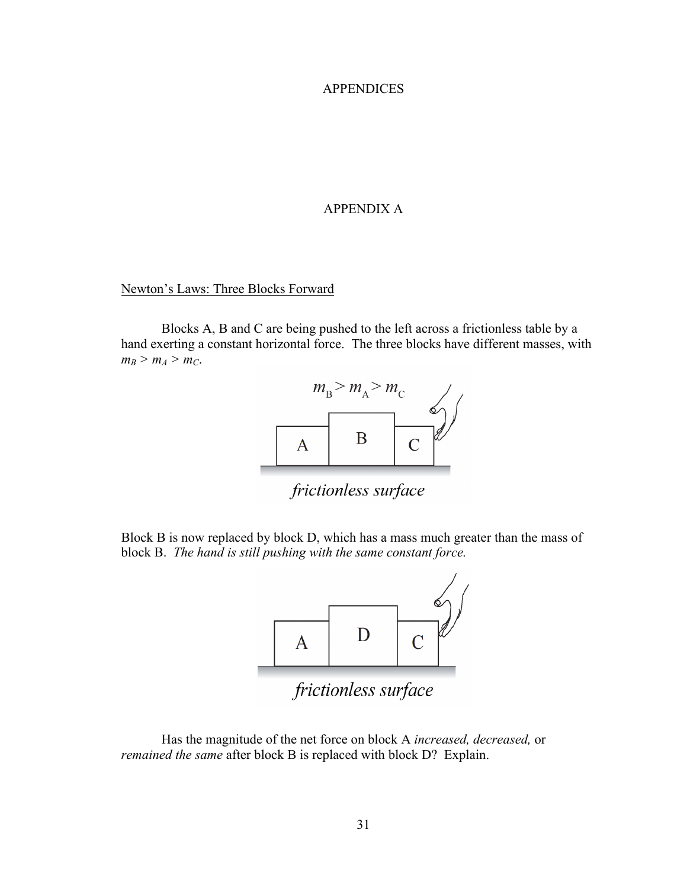# APPENDICES

## APPENDIX A

Newton's Laws: Three Blocks Forward

Blocks A, B and C are being pushed to the left across a frictionless table by a hand exerting a constant horizontal force. The three blocks have different masses, with $m_B > m_A > m_C$.

Block B is now replaced by block D, which has a mass much greater than the mass of block B. *The hand is still pushing with the same constant force.*

Has the magnitude of the net force on block A *increased, decreased,* or *remained the same* after block B is replaced with block D? Explain.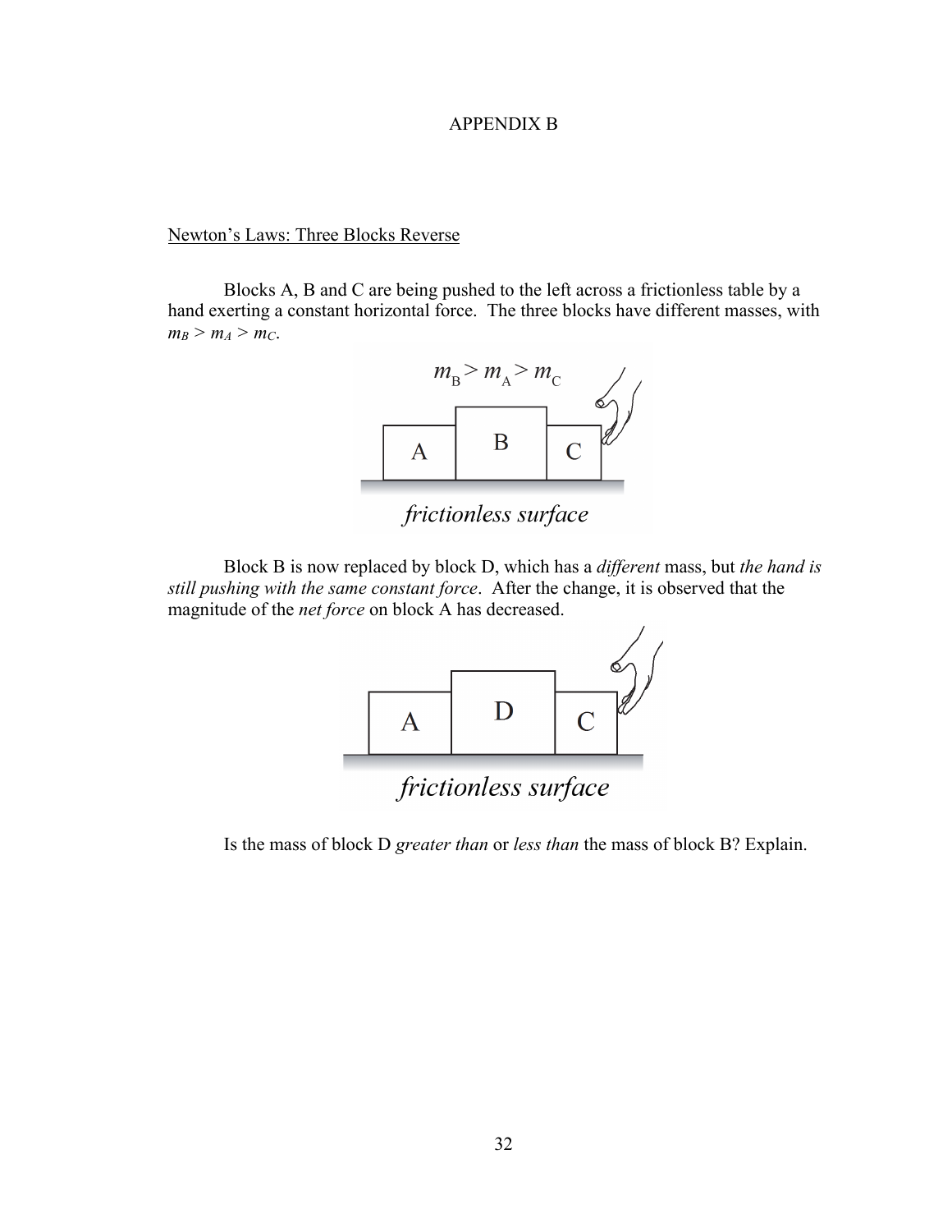# APPENDIX B

Newton's Laws: Three Blocks Reverse

Blocks A, B and C are being pushed to the left across a frictionless table by a hand exerting a constant horizontal force. The three blocks have different masses, with $m_B > m_A > m_C$.

Block B is now replaced by block D, which has a *different* mass, but *the hand is still pushing with the same constant force*. After the change, it is observed that the magnitude of the *net force* on block A has decreased.

Is the mass of block D *greater than* or *less than* the mass of block B? Explain.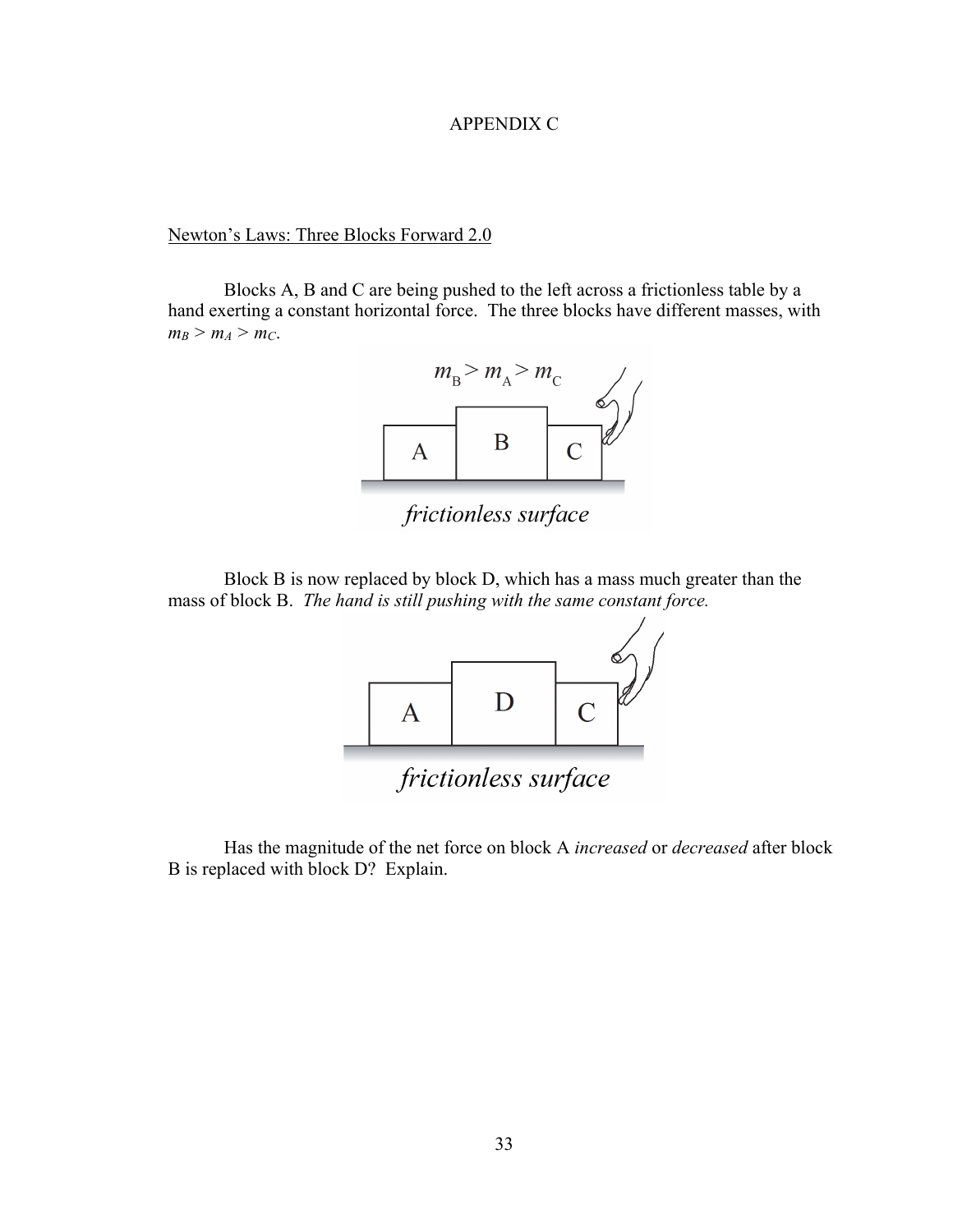APPENDIX C

Newton's Laws: Three Blocks Forward 2.0

Blocks A, B and C are being pushed to the left across a frictionless table by a hand exerting a constant horizontal force. The three blocks have different masses, with $m_B > m_A > m_C$.

Block B is now replaced by block D, which has a mass much greater than the mass of block B. *The hand is still pushing with the same constant force.*

Has the magnitude of the net force on block A *increased* or *decreased* after block B is replaced with block D? Explain.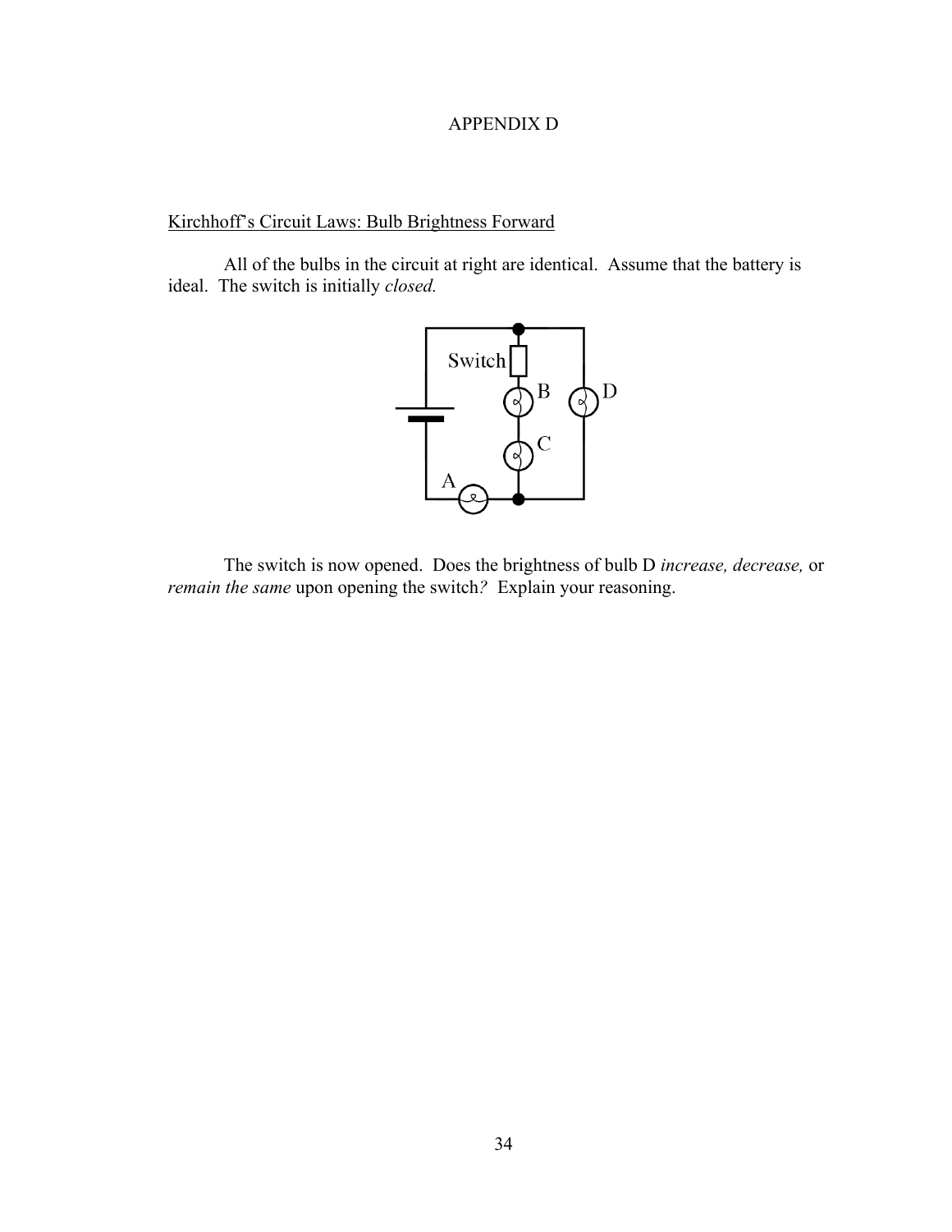# APPENDIX D

Kirchhoff's Circuit Laws: Bulb Brightness Forward

All of the bulbs in the circuit at right are identical. Assume that the battery is ideal. The switch is initially *closed.*

The switch is now opened. Does the brightness of bulb D *increase, decrease,* or *remain the same* upon opening the switch*?* Explain your reasoning.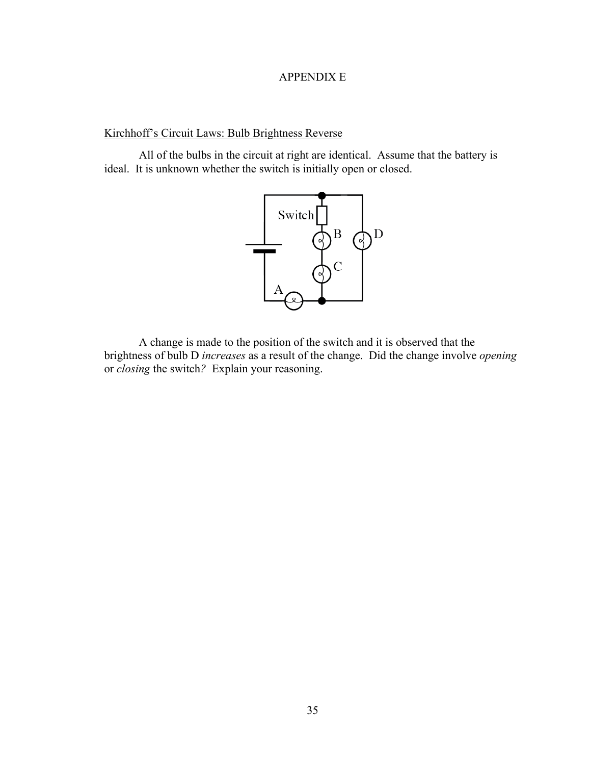APPENDIX E

Kirchhoff's Circuit Laws: Bulb Brightness Reverse

All of the bulbs in the circuit at right are identical. Assume that the battery is ideal. It is unknown whether the switch is initially open or closed.

A change is made to the position of the switch and it is observed that the brightness of bulb D *increases* as a result of the change. Did the change involve *opening* or *closing* the switch*?* Explain your reasoning.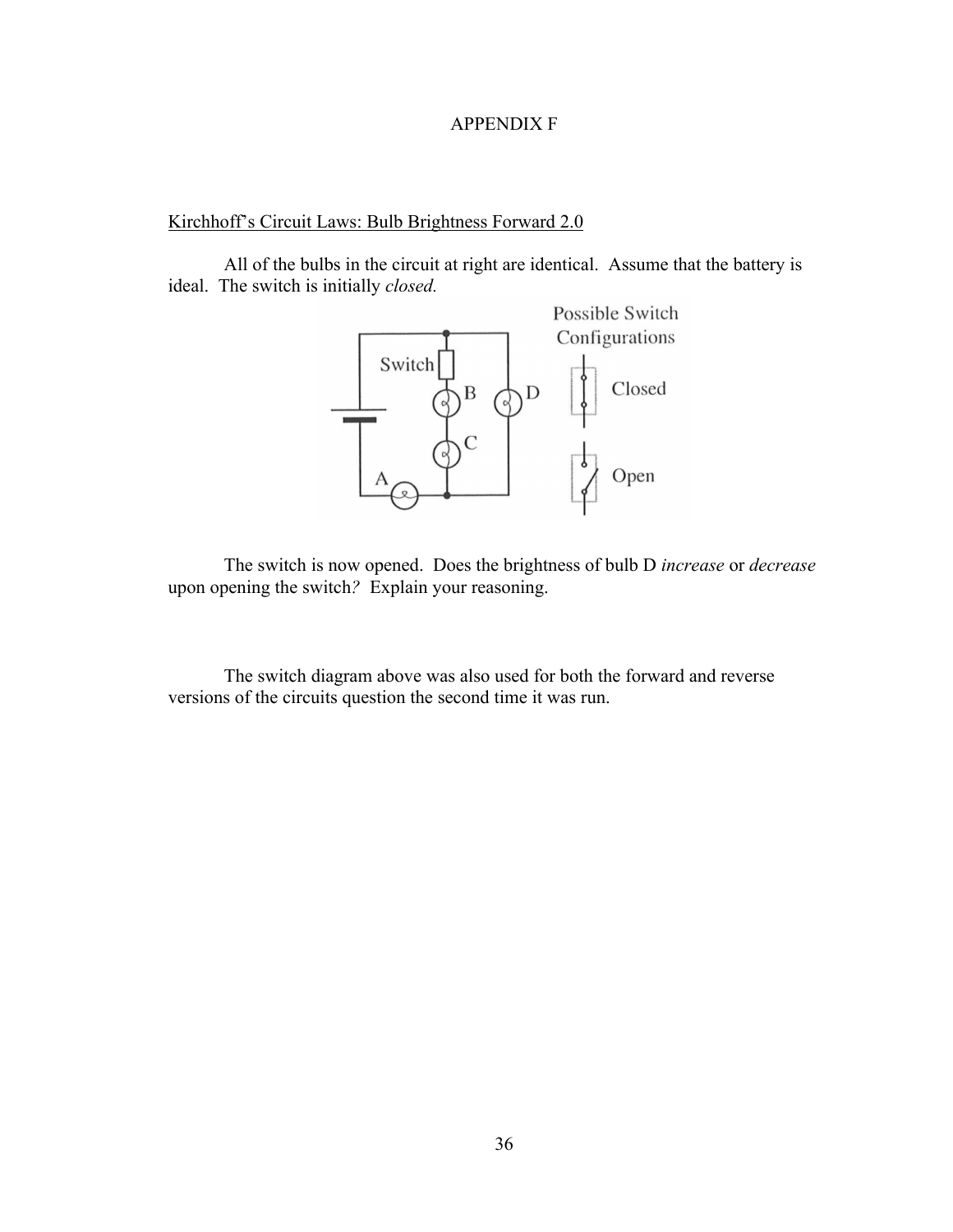# APPENDIX F

Kirchhoff's Circuit Laws: Bulb Brightness Forward 2.0

All of the bulbs in the circuit at right are identical. Assume that the battery is ideal. The switch is initially *closed.*

The switch is now opened. Does the brightness of bulb D *increase* or *decrease* upon opening the switch*?* Explain your reasoning.

The switch diagram above was also used for both the forward and reverse versions of the circuits question the second time it was run.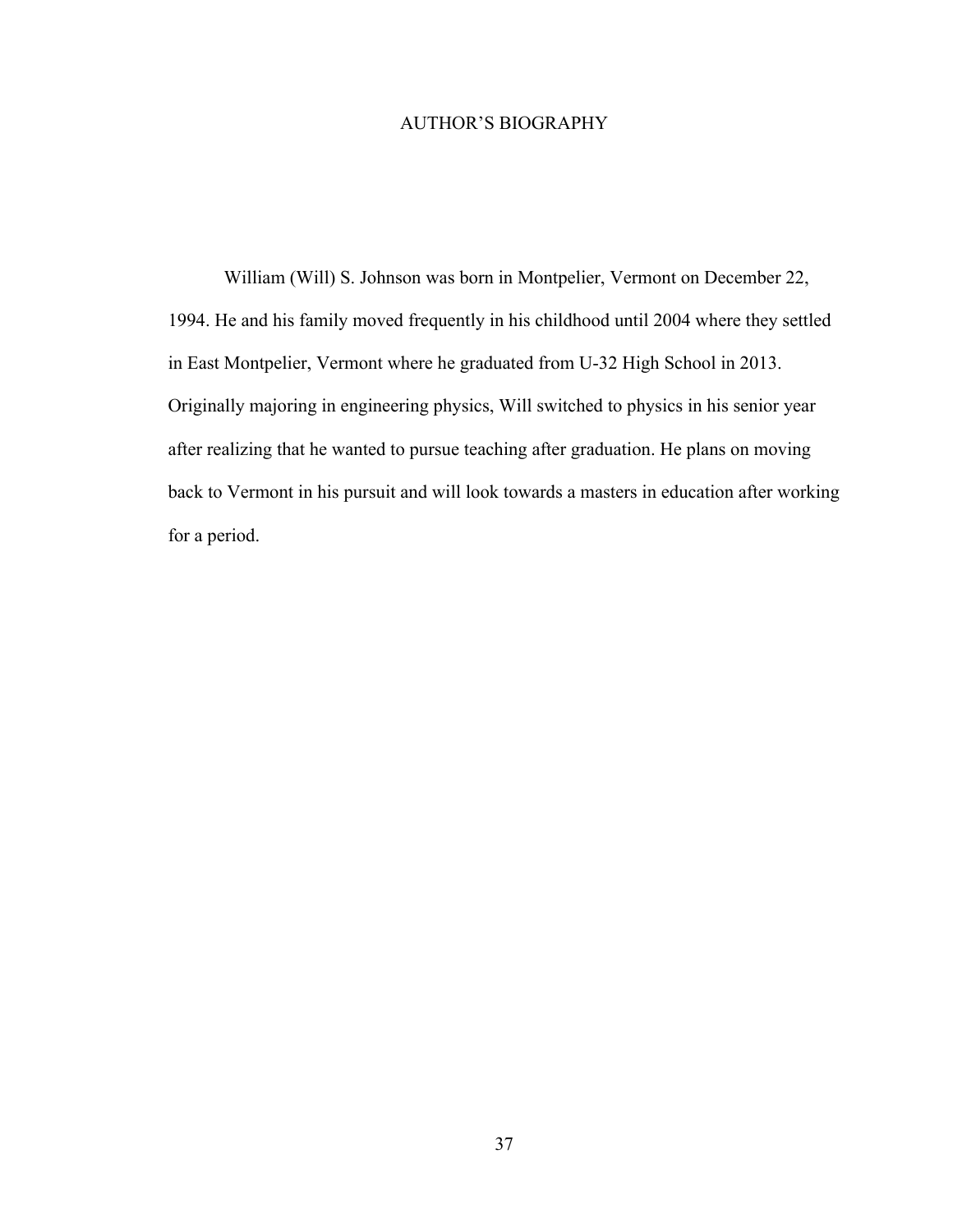# AUTHOR'S BIOGRAPHY

William (Will) S. Johnson was born in Montpelier, Vermont on December 22, 1994. He and his family moved frequently in his childhood until 2004 where they settled in East Montpelier, Vermont where he graduated from U-32 High School in 2013. Originally majoring in engineering physics, Will switched to physics in his senior year after realizing that he wanted to pursue teaching after graduation. He plans on moving back to Vermont in his pursuit and will look towards a masters in education after working for a period.